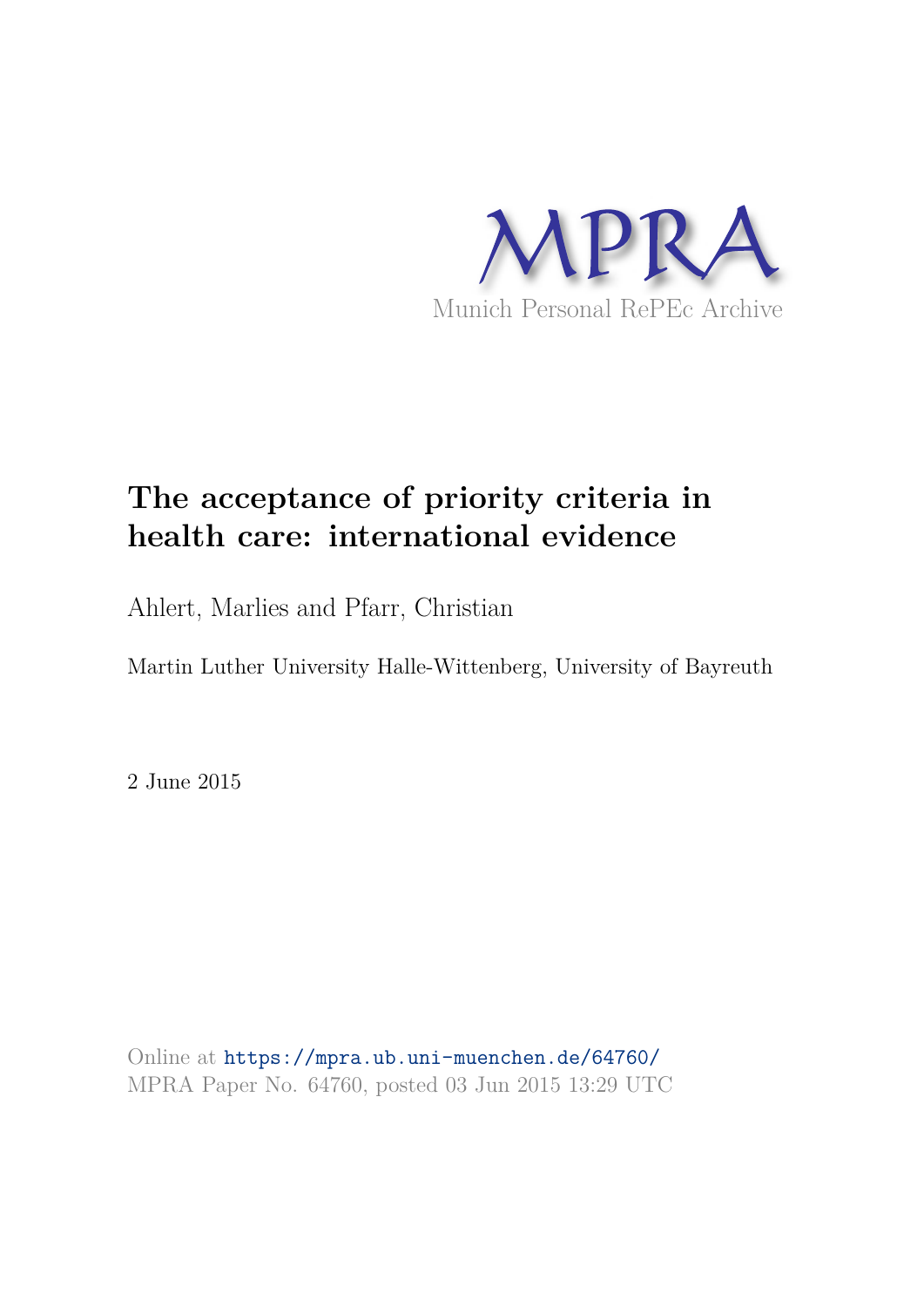MPRA

Munich Personal RePEc Archive

# The acceptance of priority criteria in health care: international evidence

Ahlert, Marlies and Pfarr, Christian

Martin Luther University Halle-Wittenberg, University of Bayreuth

2 June 2015

Online at https://mpra.ub.uni-muenchen.de/64760/
MPRA Paper No. 64760, posted 03 Jun 2015 13:29 UTC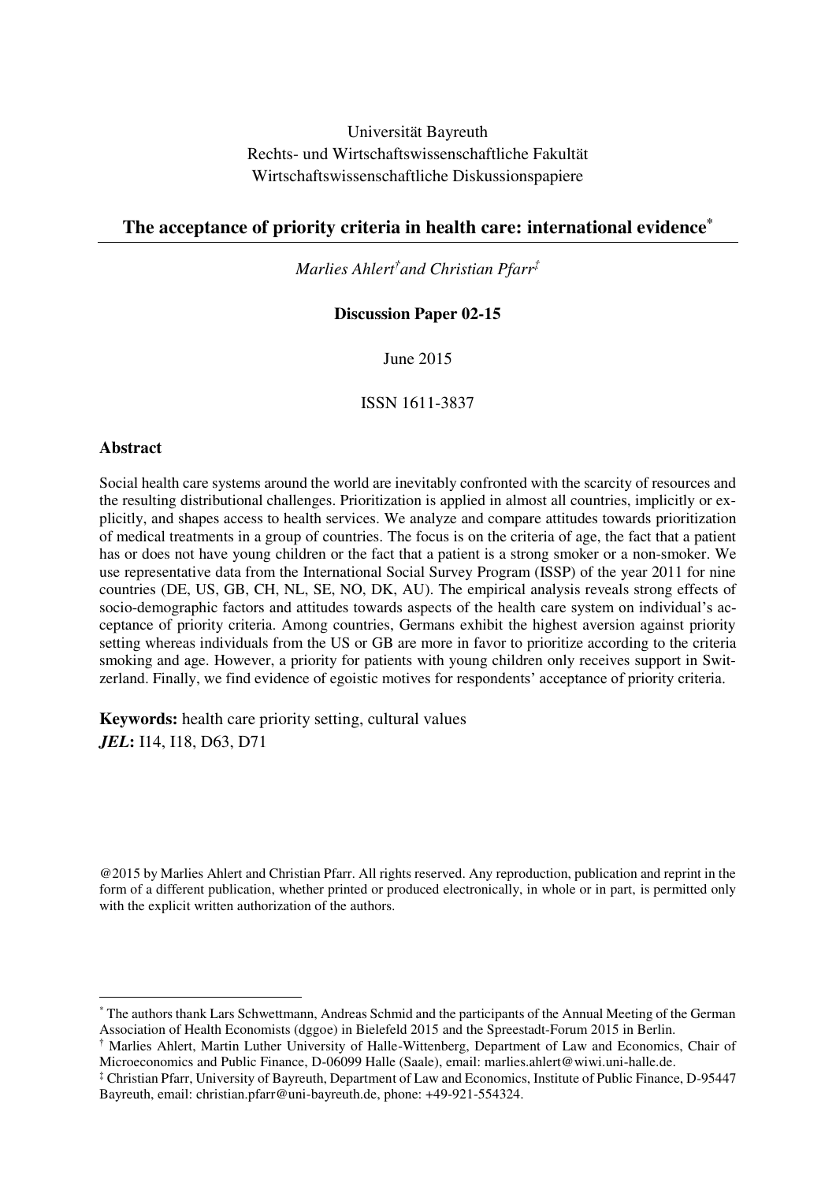Universität Bayreuth
Rechts- und Wirtschaftswissenschaftliche Fakultät
Wirtschaftswissenschaftliche Diskussionspapiere

# The acceptance of priority criteria in health care: international evidence*

*Marlies Ahlert† and Christian Pfarr‡*

**Discussion Paper 02-15**

June 2015

ISSN 1611-3837

## Abstract

Social health care systems around the world are inevitably confronted with the scarcity of resources and the resulting distributional challenges. Prioritization is applied in almost all countries, implicitly or explicitly, and shapes access to health services. We analyze and compare attitudes towards prioritization of medical treatments in a group of countries. The focus is on the criteria of age, the fact that a patient has or does not have young children or the fact that a patient is a strong smoker or a non-smoker. We use representative data from the International Social Survey Program (ISSP) of the year 2011 for nine countries (DE, US, GB, CH, NL, SE, NO, DK, AU). The empirical analysis reveals strong effects of socio-demographic factors and attitudes towards aspects of the health care system on individual's acceptance of priority criteria. Among countries, Germans exhibit the highest aversion against priority setting whereas individuals from the US or GB are more in favor to prioritize according to the criteria smoking and age. However, a priority for patients with young children only receives support in Switzerland. Finally, we find evidence of egoistic motives for respondents' acceptance of priority criteria.

**Keywords:** health care priority setting, cultural values
***JEL*:** I14, I18, D63, D71

@2015 by Marlies Ahlert and Christian Pfarr. All rights reserved. Any reproduction, publication and reprint in the form of a different publication, whether printed or produced electronically, in whole or in part, is permitted only with the explicit written authorization of the authors.

---

* The authors thank Lars Schwettmann, Andreas Schmid and the participants of the Annual Meeting of the German Association of Health Economists (dggoe) in Bielefeld 2015 and the Spreestadt-Forum 2015 in Berlin.

† Marlies Ahlert, Martin Luther University of Halle-Wittenberg, Department of Law and Economics, Chair of Microeconomics and Public Finance, D-06099 Halle (Saale), email: marlies.ahlert@wiwi.uni-halle.de.

‡ Christian Pfarr, University of Bayreuth, Department of Law and Economics, Institute of Public Finance, D-95447 Bayreuth, email: christian.pfarr@uni-bayreuth.de, phone: +49-921-554324.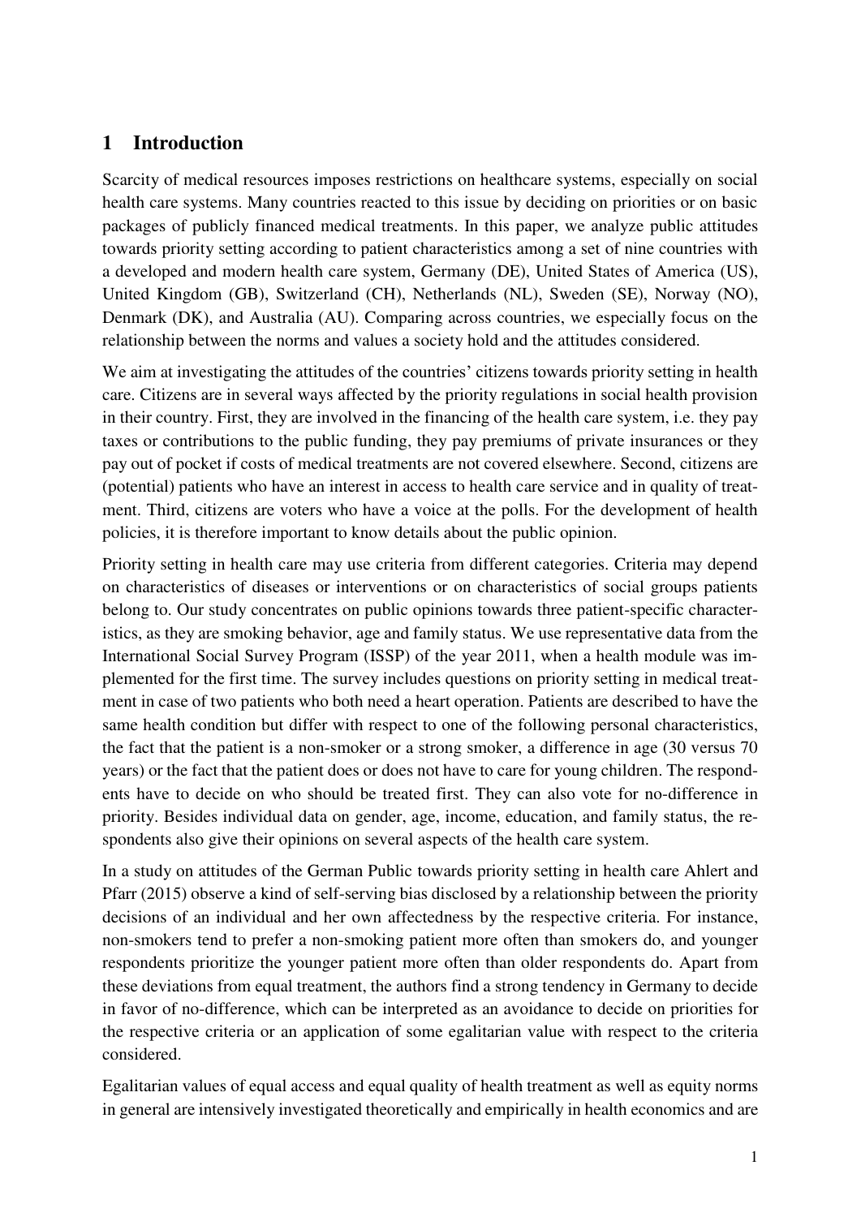# 1 Introduction

Scarcity of medical resources imposes restrictions on healthcare systems, especially on social health care systems. Many countries reacted to this issue by deciding on priorities or on basic packages of publicly financed medical treatments. In this paper, we analyze public attitudes towards priority setting according to patient characteristics among a set of nine countries with a developed and modern health care system, Germany (DE), United States of America (US), United Kingdom (GB), Switzerland (CH), Netherlands (NL), Sweden (SE), Norway (NO), Denmark (DK), and Australia (AU). Comparing across countries, we especially focus on the relationship between the norms and values a society hold and the attitudes considered.

We aim at investigating the attitudes of the countries' citizens towards priority setting in health care. Citizens are in several ways affected by the priority regulations in social health provision in their country. First, they are involved in the financing of the health care system, i.e. they pay taxes or contributions to the public funding, they pay premiums of private insurances or they pay out of pocket if costs of medical treatments are not covered elsewhere. Second, citizens are (potential) patients who have an interest in access to health care service and in quality of treatment. Third, citizens are voters who have a voice at the polls. For the development of health policies, it is therefore important to know details about the public opinion.

Priority setting in health care may use criteria from different categories. Criteria may depend on characteristics of diseases or interventions or on characteristics of social groups patients belong to. Our study concentrates on public opinions towards three patient-specific characteristics, as they are smoking behavior, age and family status. We use representative data from the International Social Survey Program (ISSP) of the year 2011, when a health module was implemented for the first time. The survey includes questions on priority setting in medical treatment in case of two patients who both need a heart operation. Patients are described to have the same health condition but differ with respect to one of the following personal characteristics, the fact that the patient is a non-smoker or a strong smoker, a difference in age (30 versus 70 years) or the fact that the patient does or does not have to care for young children. The respondents have to decide on who should be treated first. They can also vote for no-difference in priority. Besides individual data on gender, age, income, education, and family status, the respondents also give their opinions on several aspects of the health care system.

In a study on attitudes of the German Public towards priority setting in health care Ahlert and Pfarr (2015) observe a kind of self-serving bias disclosed by a relationship between the priority decisions of an individual and her own affectedness by the respective criteria. For instance, non-smokers tend to prefer a non-smoking patient more often than smokers do, and younger respondents prioritize the younger patient more often than older respondents do. Apart from these deviations from equal treatment, the authors find a strong tendency in Germany to decide in favor of no-difference, which can be interpreted as an avoidance to decide on priorities for the respective criteria or an application of some egalitarian value with respect to the criteria considered.

Egalitarian values of equal access and equal quality of health treatment as well as equity norms in general are intensively investigated theoretically and empirically in health economics and are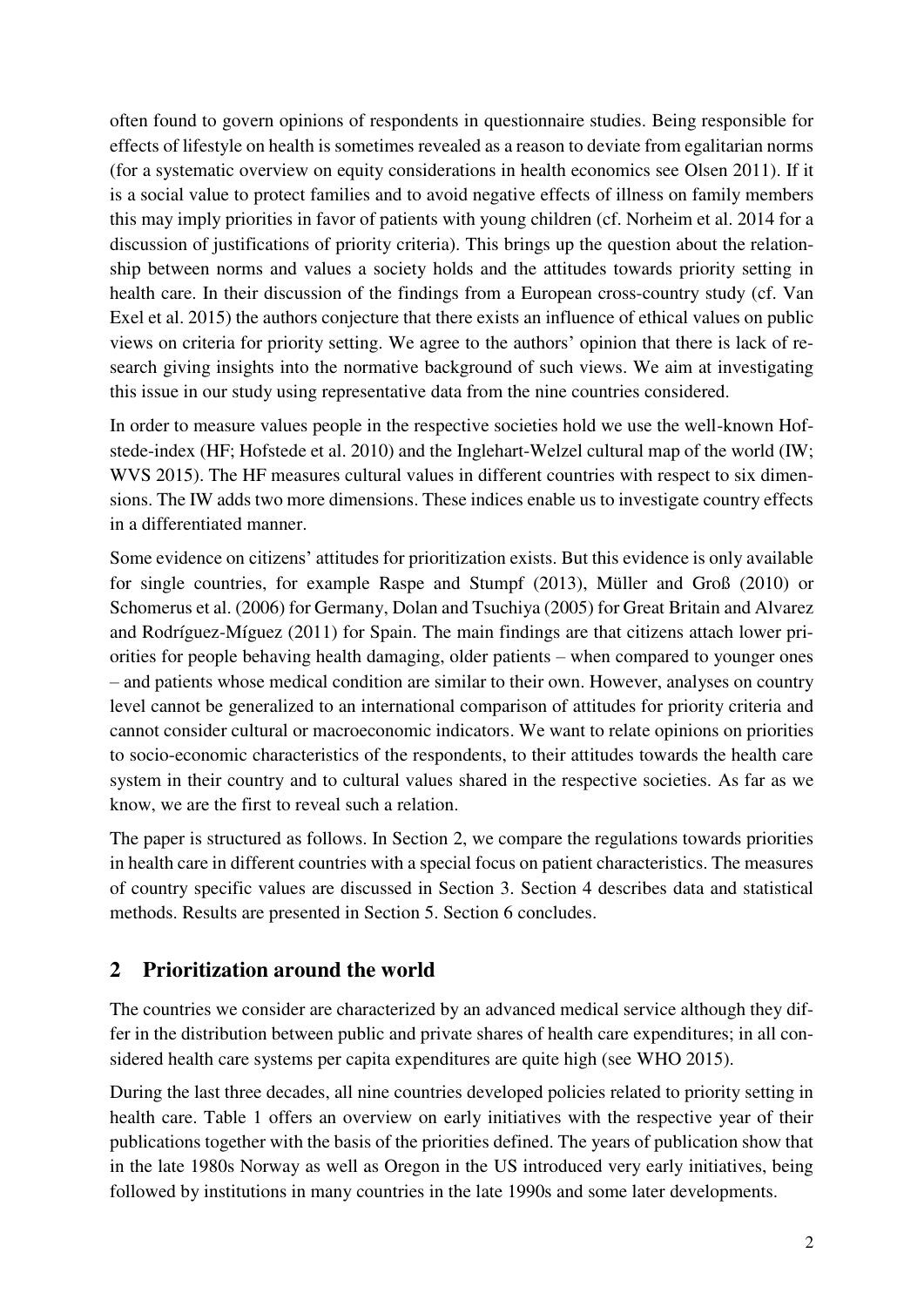often found to govern opinions of respondents in questionnaire studies. Being responsible for effects of lifestyle on health is sometimes revealed as a reason to deviate from egalitarian norms (for a systematic overview on equity considerations in health economics see Olsen 2011). If it is a social value to protect families and to avoid negative effects of illness on family members this may imply priorities in favor of patients with young children (cf. Norheim et al. 2014 for a discussion of justifications of priority criteria). This brings up the question about the relationship between norms and values a society holds and the attitudes towards priority setting in health care. In their discussion of the findings from a European cross-country study (cf. Van Exel et al. 2015) the authors conjecture that there exists an influence of ethical values on public views on criteria for priority setting. We agree to the authors' opinion that there is lack of research giving insights into the normative background of such views. We aim at investigating this issue in our study using representative data from the nine countries considered.

In order to measure values people in the respective societies hold we use the well-known Hofstede-index (HF; Hofstede et al. 2010) and the Inglehart-Welzel cultural map of the world (IW; WVS 2015). The HF measures cultural values in different countries with respect to six dimensions. The IW adds two more dimensions. These indices enable us to investigate country effects in a differentiated manner.

Some evidence on citizens' attitudes for prioritization exists. But this evidence is only available for single countries, for example Raspe and Stumpf (2013), Müller and Groß (2010) or Schomerus et al. (2006) for Germany, Dolan and Tsuchiya (2005) for Great Britain and Alvarez and Rodríguez-Míguez (2011) for Spain. The main findings are that citizens attach lower priorities for people behaving health damaging, older patients – when compared to younger ones – and patients whose medical condition are similar to their own. However, analyses on country level cannot be generalized to an international comparison of attitudes for priority criteria and cannot consider cultural or macroeconomic indicators. We want to relate opinions on priorities to socio-economic characteristics of the respondents, to their attitudes towards the health care system in their country and to cultural values shared in the respective societies. As far as we know, we are the first to reveal such a relation.

The paper is structured as follows. In Section 2, we compare the regulations towards priorities in health care in different countries with a special focus on patient characteristics. The measures of country specific values are discussed in Section 3. Section 4 describes data and statistical methods. Results are presented in Section 5. Section 6 concludes.

## 2 Prioritization around the world

The countries we consider are characterized by an advanced medical service although they differ in the distribution between public and private shares of health care expenditures; in all considered health care systems per capita expenditures are quite high (see WHO 2015).

During the last three decades, all nine countries developed policies related to priority setting in health care. Table 1 offers an overview on early initiatives with the respective year of their publications together with the basis of the priorities defined. The years of publication show that in the late 1980s Norway as well as Oregon in the US introduced very early initiatives, being followed by institutions in many countries in the late 1990s and some later developments.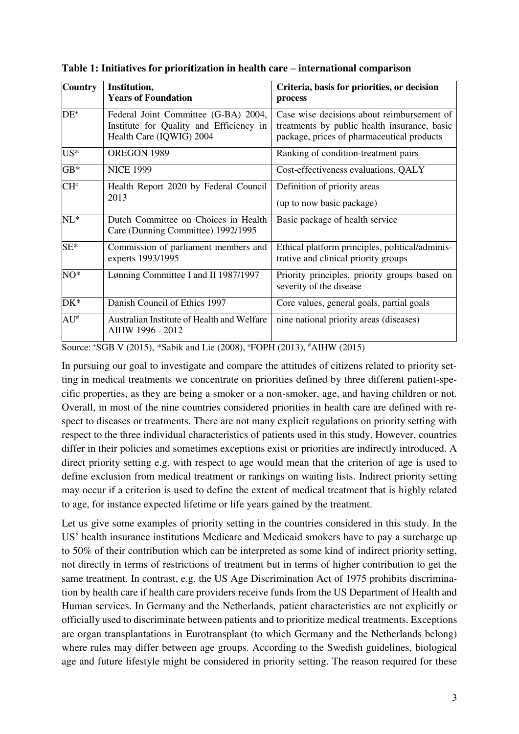**Table 1: Initiatives for prioritization in health care – international comparison**

| Country | Institution, Years of Foundation | Criteria, basis for priorities, or decision process |
|---|---|---|
| DE[+] | Federal Joint Committee (G-BA) 2004, Institute for Quality and Efficiency in Health Care (IQWIG) 2004 | Case wise decisions about reimbursement of treatments by public health insurance, basic package, prices of pharmaceutical products |
| US* | OREGON 1989 | Ranking of condition-treatment pairs |
| GB* | NICE 1999 | Cost-effectiveness evaluations, QALY |
| CH[o] | Health Report 2020 by Federal Council 2013 | Definition of priority areas (up to now basic package) |
| NL* | Dutch Committee on Choices in Health Care (Dunning Committee) 1992/1995 | Basic package of health service |
| SE* | Commission of parliament members and experts 1993/1995 | Ethical platform principles, political/administrative and clinical priority groups |
| NO* | Lønning Committee I and II 1987/1997 | Priority principles, priority groups based on severity of the disease |
| DK* | Danish Council of Ethics 1997 | Core values, general goals, partial goals |
| AU[#] | Australian Institute of Health and Welfare AIHW 1996 - 2012 | nine national priority areas (diseases) |

Source: [+]SGB V (2015), *Sabik and Lie (2008), [o]FOPH (2013), [#]AIHW (2015)

In pursuing our goal to investigate and compare the attitudes of citizens related to priority setting in medical treatments we concentrate on priorities defined by three different patient-specific properties, as they are being a smoker or a non-smoker, age, and having children or not. Overall, in most of the nine countries considered priorities in health care are defined with respect to diseases or treatments. There are not many explicit regulations on priority setting with respect to the three individual characteristics of patients used in this study. However, countries differ in their policies and sometimes exceptions exist or priorities are indirectly introduced. A direct priority setting e.g. with respect to age would mean that the criterion of age is used to define exclusion from medical treatment or rankings on waiting lists. Indirect priority setting may occur if a criterion is used to define the extent of medical treatment that is highly related to age, for instance expected lifetime or life years gained by the treatment.

Let us give some examples of priority setting in the countries considered in this study. In the US' health insurance institutions Medicare and Medicaid smokers have to pay a surcharge up to 50% of their contribution which can be interpreted as some kind of indirect priority setting, not directly in terms of restrictions of treatment but in terms of higher contribution to get the same treatment. In contrast, e.g. the US Age Discrimination Act of 1975 prohibits discrimination by health care if health care providers receive funds from the US Department of Health and Human services. In Germany and the Netherlands, patient characteristics are not explicitly or officially used to discriminate between patients and to prioritize medical treatments. Exceptions are organ transplantations in Eurotransplant (to which Germany and the Netherlands belong) where rules may differ between age groups. According to the Swedish guidelines, biological age and future lifestyle might be considered in priority setting. The reason required for these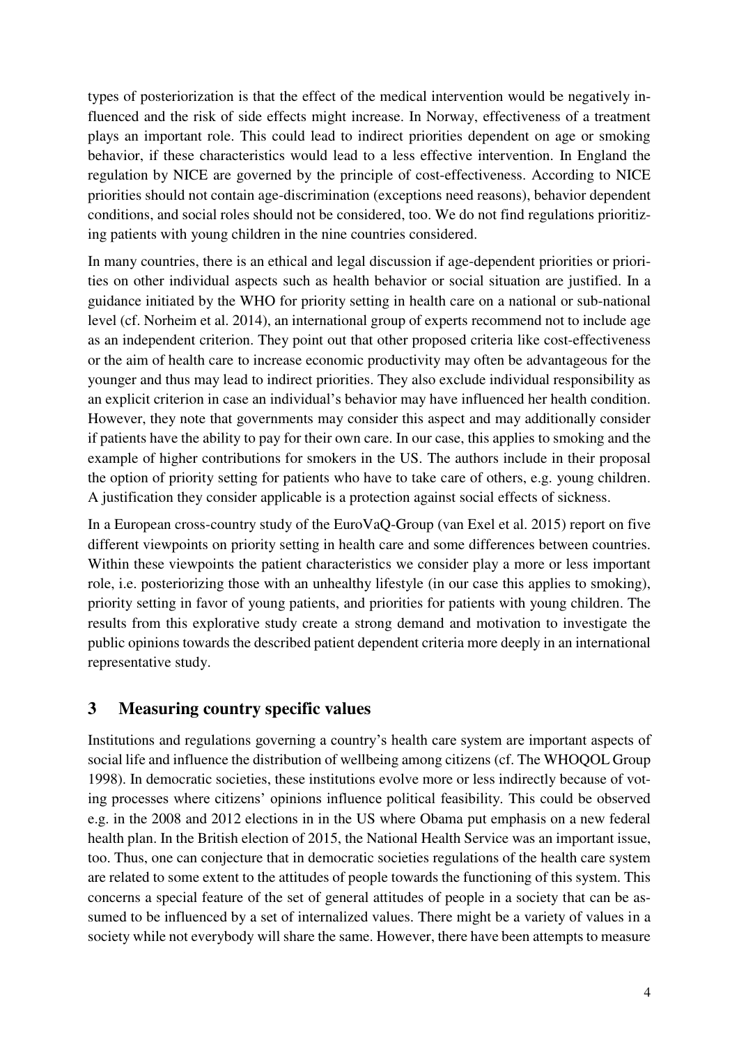types of posteriorization is that the effect of the medical intervention would be negatively influenced and the risk of side effects might increase. In Norway, effectiveness of a treatment plays an important role. This could lead to indirect priorities dependent on age or smoking behavior, if these characteristics would lead to a less effective intervention. In England the regulation by NICE are governed by the principle of cost-effectiveness. According to NICE priorities should not contain age-discrimination (exceptions need reasons), behavior dependent conditions, and social roles should not be considered, too. We do not find regulations prioritizing patients with young children in the nine countries considered.

In many countries, there is an ethical and legal discussion if age-dependent priorities or priorities on other individual aspects such as health behavior or social situation are justified. In a guidance initiated by the WHO for priority setting in health care on a national or sub-national level (cf. Norheim et al. 2014), an international group of experts recommend not to include age as an independent criterion. They point out that other proposed criteria like cost-effectiveness or the aim of health care to increase economic productivity may often be advantageous for the younger and thus may lead to indirect priorities. They also exclude individual responsibility as an explicit criterion in case an individual's behavior may have influenced her health condition. However, they note that governments may consider this aspect and may additionally consider if patients have the ability to pay for their own care. In our case, this applies to smoking and the example of higher contributions for smokers in the US. The authors include in their proposal the option of priority setting for patients who have to take care of others, e.g. young children. A justification they consider applicable is a protection against social effects of sickness.

In a European cross-country study of the EuroVaQ-Group (van Exel et al. 2015) report on five different viewpoints on priority setting in health care and some differences between countries. Within these viewpoints the patient characteristics we consider play a more or less important role, i.e. posteriorizing those with an unhealthy lifestyle (in our case this applies to smoking), priority setting in favor of young patients, and priorities for patients with young children. The results from this explorative study create a strong demand and motivation to investigate the public opinions towards the described patient dependent criteria more deeply in an international representative study.

## 3 Measuring country specific values

Institutions and regulations governing a country's health care system are important aspects of social life and influence the distribution of wellbeing among citizens (cf. The WHOQOL Group 1998). In democratic societies, these institutions evolve more or less indirectly because of voting processes where citizens' opinions influence political feasibility. This could be observed e.g. in the 2008 and 2012 elections in in the US where Obama put emphasis on a new federal health plan. In the British election of 2015, the National Health Service was an important issue, too. Thus, one can conjecture that in democratic societies regulations of the health care system are related to some extent to the attitudes of people towards the functioning of this system. This concerns a special feature of the set of general attitudes of people in a society that can be assumed to be influenced by a set of internalized values. There might be a variety of values in a society while not everybody will share the same. However, there have been attempts to measure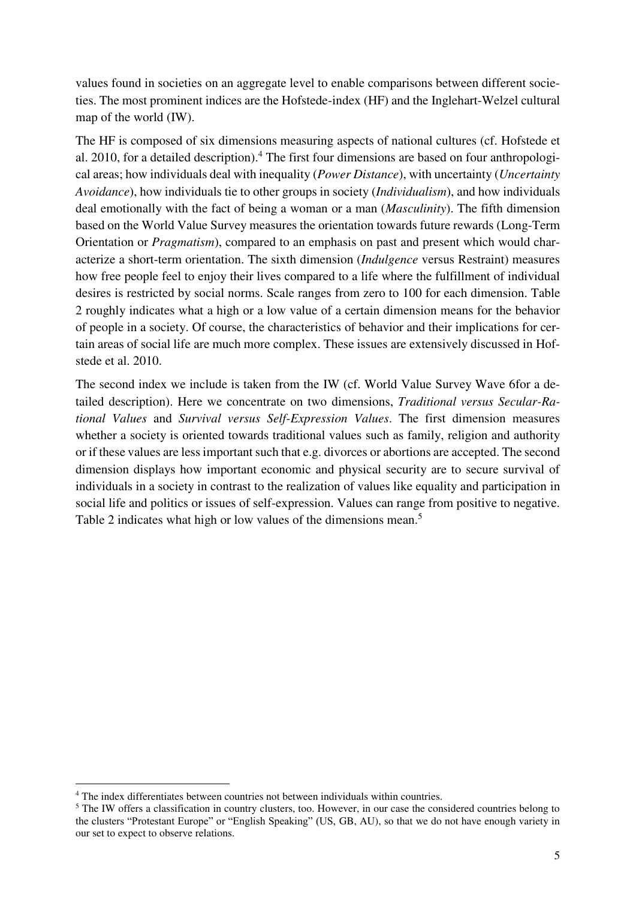values found in societies on an aggregate level to enable comparisons between different societies. The most prominent indices are the Hofstede-index (HF) and the Inglehart-Welzel cultural map of the world (IW).

The HF is composed of six dimensions measuring aspects of national cultures (cf. Hofstede et al. 2010, for a detailed description).[4] The first four dimensions are based on four anthropological areas; how individuals deal with inequality (*Power Distance*), with uncertainty (*Uncertainty Avoidance*), how individuals tie to other groups in society (*Individualism*), and how individuals deal emotionally with the fact of being a woman or a man (*Masculinity*). The fifth dimension based on the World Value Survey measures the orientation towards future rewards (Long-Term Orientation or *Pragmatism*), compared to an emphasis on past and present which would characterize a short-term orientation. The sixth dimension (*Indulgence* versus Restraint) measures how free people feel to enjoy their lives compared to a life where the fulfillment of individual desires is restricted by social norms. Scale ranges from zero to 100 for each dimension. Table 2 roughly indicates what a high or a low value of a certain dimension means for the behavior of people in a society. Of course, the characteristics of behavior and their implications for certain areas of social life are much more complex. These issues are extensively discussed in Hofstede et al. 2010.

The second index we include is taken from the IW (cf. World Value Survey Wave 6for a detailed description). Here we concentrate on two dimensions, *Traditional versus Secular-Rational Values* and *Survival versus Self-Expression Values*. The first dimension measures whether a society is oriented towards traditional values such as family, religion and authority or if these values are less important such that e.g. divorces or abortions are accepted. The second dimension displays how important economic and physical security are to secure survival of individuals in a society in contrast to the realization of values like equality and participation in social life and politics or issues of self-expression. Values can range from positive to negative. Table 2 indicates what high or low values of the dimensions mean.[5]

---

[4] The index differentiates between countries not between individuals within countries.

[5] The IW offers a classification in country clusters, too. However, in our case the considered countries belong to the clusters "Protestant Europe" or "English Speaking" (US, GB, AU), so that we do not have enough variety in our set to expect to observe relations.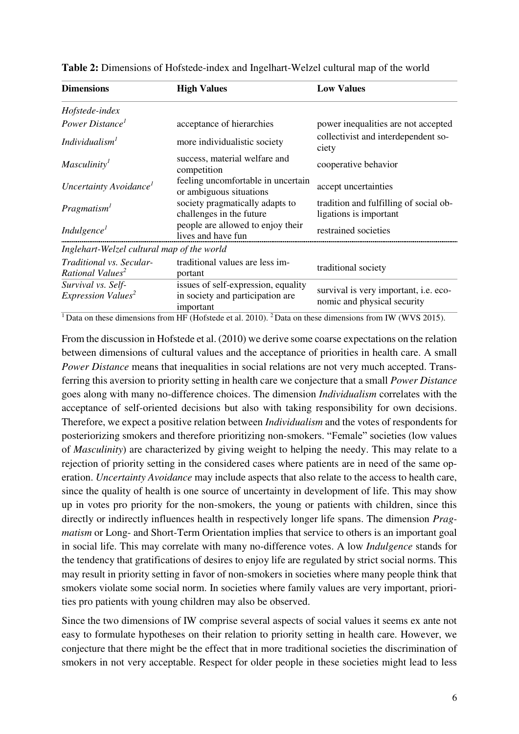**Table 2:** Dimensions of Hofstede-index and Ingelhart-Welzel cultural map of the world

| Dimensions | High Values | Low Values |
|---|---|---|
| *Hofstede-index* | | |
| *Power Distance*[1] | acceptance of hierarchies | power inequalities are not accepted |
| *Individualism*[1] | more individualistic society | collectivist and interdependent society |
| *Masculinity*[1] | success, material welfare and competition | cooperative behavior |
| *Uncertainty Avoidance*[1] | feeling uncomfortable in uncertain or ambiguous situations | accept uncertainties |
| *Pragmatism*[1] | society pragmatically adapts to challenges in the future | tradition and fulfilling of social obligations is important |
| *Indulgence*[1] | people are allowed to enjoy their lives and have fun | restrained societies |
| *Inglehart-Welzel cultural map of the world* | | |
| *Traditional vs. Secular-Rational Values*[2] | traditional values are less important | traditional society |
| *Survival vs. Self-Expression Values*[2] | issues of self-expression, equality in society and participation are important | survival is very important, i.e. economic and physical security |

[1] Data on these dimensions from HF (Hofstede et al. 2010). [2] Data on these dimensions from IW (WVS 2015).

From the discussion in Hofstede et al. (2010) we derive some coarse expectations on the relation between dimensions of cultural values and the acceptance of priorities in health care. A small *Power Distance* means that inequalities in social relations are not very much accepted. Transferring this aversion to priority setting in health care we conjecture that a small *Power Distance* goes along with many no-difference choices. The dimension *Individualism* correlates with the acceptance of self-oriented decisions but also with taking responsibility for own decisions. Therefore, we expect a positive relation between *Individualism* and the votes of respondents for posteriorizing smokers and therefore prioritizing non-smokers. "Female" societies (low values of *Masculinity*) are characterized by giving weight to helping the needy. This may relate to a rejection of priority setting in the considered cases where patients are in need of the same operation. *Uncertainty Avoidance* may include aspects that also relate to the access to health care, since the quality of health is one source of uncertainty in development of life. This may show up in votes pro priority for the non-smokers, the young or patients with children, since this directly or indirectly influences health in respectively longer life spans. The dimension *Pragmatism* or Long- and Short-Term Orientation implies that service to others is an important goal in social life. This may correlate with many no-difference votes. A low *Indulgence* stands for the tendency that gratifications of desires to enjoy life are regulated by strict social norms. This may result in priority setting in favor of non-smokers in societies where many people think that smokers violate some social norm. In societies where family values are very important, priorities pro patients with young children may also be observed.

Since the two dimensions of IW comprise several aspects of social values it seems ex ante not easy to formulate hypotheses on their relation to priority setting in health care. However, we conjecture that there might be the effect that in more traditional societies the discrimination of smokers in not very acceptable. Respect for older people in these societies might lead to less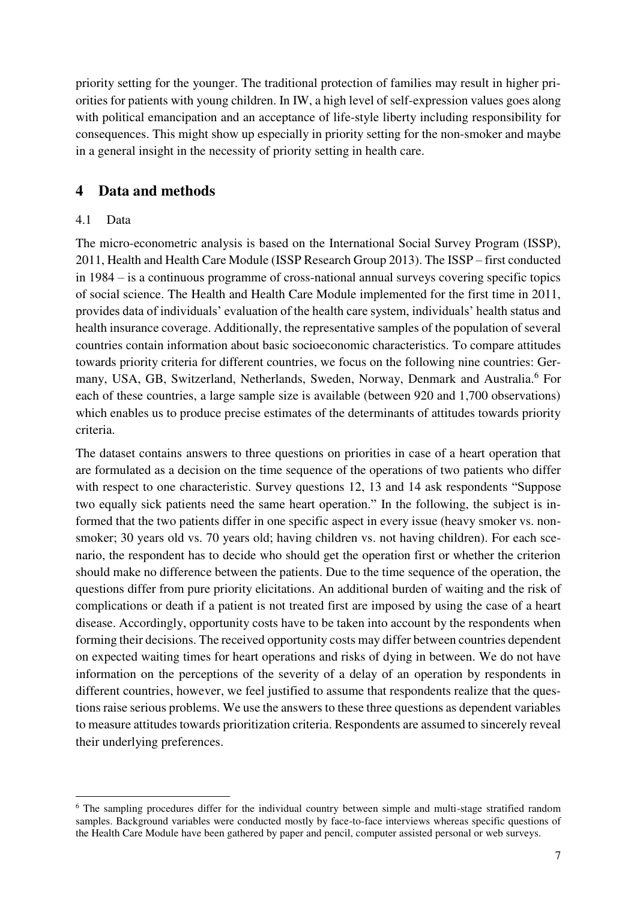priority setting for the younger. The traditional protection of families may result in higher priorities for patients with young children. In IW, a high level of self-expression values goes along with political emancipation and an acceptance of life-style liberty including responsibility for consequences. This might show up especially in priority setting for the non-smoker and maybe in a general insight in the necessity of priority setting in health care.

# 4 Data and methods

## 4.1 Data

The micro-econometric analysis is based on the International Social Survey Program (ISSP), 2011, Health and Health Care Module (ISSP Research Group 2013). The ISSP – first conducted in 1984 – is a continuous programme of cross-national annual surveys covering specific topics of social science. The Health and Health Care Module implemented for the first time in 2011, provides data of individuals' evaluation of the health care system, individuals' health status and health insurance coverage. Additionally, the representative samples of the population of several countries contain information about basic socioeconomic characteristics. To compare attitudes towards priority criteria for different countries, we focus on the following nine countries: Germany, USA, GB, Switzerland, Netherlands, Sweden, Norway, Denmark and Australia.[6] For each of these countries, a large sample size is available (between 920 and 1,700 observations) which enables us to produce precise estimates of the determinants of attitudes towards priority criteria.

The dataset contains answers to three questions on priorities in case of a heart operation that are formulated as a decision on the time sequence of the operations of two patients who differ with respect to one characteristic. Survey questions 12, 13 and 14 ask respondents "Suppose two equally sick patients need the same heart operation." In the following, the subject is informed that the two patients differ in one specific aspect in every issue (heavy smoker vs. non-smoker; 30 years old vs. 70 years old; having children vs. not having children). For each scenario, the respondent has to decide who should get the operation first or whether the criterion should make no difference between the patients. Due to the time sequence of the operation, the questions differ from pure priority elicitations. An additional burden of waiting and the risk of complications or death if a patient is not treated first are imposed by using the case of a heart disease. Accordingly, opportunity costs have to be taken into account by the respondents when forming their decisions. The received opportunity costs may differ between countries dependent on expected waiting times for heart operations and risks of dying in between. We do not have information on the perceptions of the severity of a delay of an operation by respondents in different countries, however, we feel justified to assume that respondents realize that the questions raise serious problems. We use the answers to these three questions as dependent variables to measure attitudes towards prioritization criteria. Respondents are assumed to sincerely reveal their underlying preferences.

[6] The sampling procedures differ for the individual country between simple and multi-stage stratified random samples. Background variables were conducted mostly by face-to-face interviews whereas specific questions of the Health Care Module have been gathered by paper and pencil, computer assisted personal or web surveys.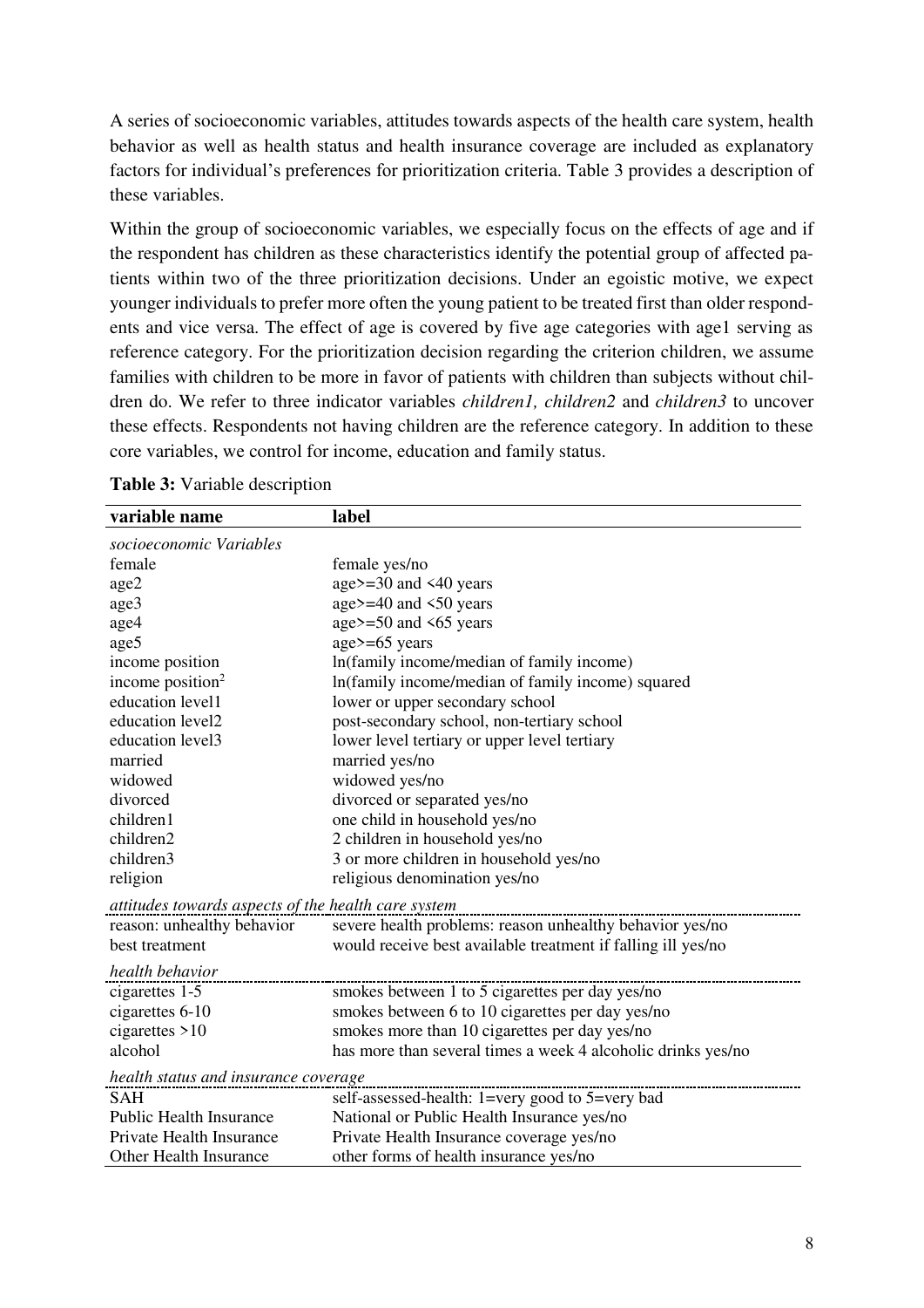A series of socioeconomic variables, attitudes towards aspects of the health care system, health behavior as well as health status and health insurance coverage are included as explanatory factors for individual's preferences for prioritization criteria. Table 3 provides a description of these variables.

Within the group of socioeconomic variables, we especially focus on the effects of age and if the respondent has children as these characteristics identify the potential group of affected patients within two of the three prioritization decisions. Under an egoistic motive, we expect younger individuals to prefer more often the young patient to be treated first than older respondents and vice versa. The effect of age is covered by five age categories with age1 serving as reference category. For the prioritization decision regarding the criterion children, we assume families with children to be more in favor of patients with children than subjects without children do. We refer to three indicator variables *children1, children2* and *children3* to uncover these effects. Respondents not having children are the reference category. In addition to these core variables, we control for income, education and family status.

**Table 3:** Variable description

| variable name | label |
|---|---|
| *socioeconomic Variables* | |
| female | female yes/no |
| age2 | age>=30 and <40 years |
| age3 | age>=40 and <50 years |
| age4 | age>=50 and <65 years |
| age5 | age>=65 years |
| income position | ln(family income/median of family income) |
| income position$^2$ | ln(family income/median of family income) squared |
| education level1 | lower or upper secondary school |
| education level2 | post-secondary school, non-tertiary school |
| education level3 | lower level tertiary or upper level tertiary |
| married | married yes/no |
| widowed | widowed yes/no |
| divorced | divorced or separated yes/no |
| children1 | one child in household yes/no |
| children2 | 2 children in household yes/no |
| children3 | 3 or more children in household yes/no |
| religion | religious denomination yes/no |
| *attitudes towards aspects of the health care system* | |
| reason: unhealthy behavior | severe health problems: reason unhealthy behavior yes/no |
| best treatment | would receive best available treatment if falling ill yes/no |
| *health behavior* | |
| cigarettes 1-5 | smokes between 1 to 5 cigarettes per day yes/no |
| cigarettes 6-10 | smokes between 6 to 10 cigarettes per day yes/no |
| cigarettes >10 | smokes more than 10 cigarettes per day yes/no |
| alcohol | has more than several times a week 4 alcoholic drinks yes/no |
| *health status and insurance coverage* | |
| SAH | self-assessed-health: 1=very good to 5=very bad |
| Public Health Insurance | National or Public Health Insurance yes/no |
| Private Health Insurance | Private Health Insurance coverage yes/no |
| Other Health Insurance | other forms of health insurance yes/no |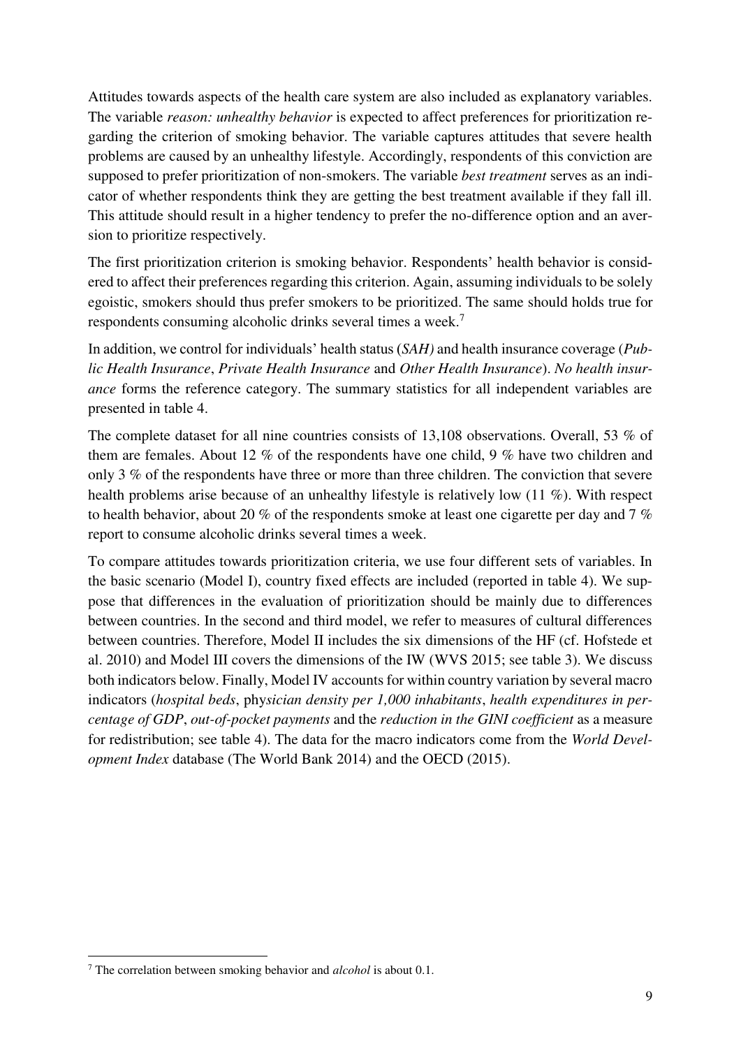Attitudes towards aspects of the health care system are also included as explanatory variables. The variable *reason: unhealthy behavior* is expected to affect preferences for prioritization regarding the criterion of smoking behavior. The variable captures attitudes that severe health problems are caused by an unhealthy lifestyle. Accordingly, respondents of this conviction are supposed to prefer prioritization of non-smokers. The variable *best treatment* serves as an indicator of whether respondents think they are getting the best treatment available if they fall ill. This attitude should result in a higher tendency to prefer the no-difference option and an aversion to prioritize respectively.

The first prioritization criterion is smoking behavior. Respondents' health behavior is considered to affect their preferences regarding this criterion. Again, assuming individuals to be solely egoistic, smokers should thus prefer smokers to be prioritized. The same should holds true for respondents consuming alcoholic drinks several times a week.[7]

In addition, we control for individuals' health status (*SAH)* and health insurance coverage (*Public Health Insurance*, *Private Health Insurance* and *Other Health Insurance*). *No health insurance* forms the reference category. The summary statistics for all independent variables are presented in table 4.

The complete dataset for all nine countries consists of 13,108 observations. Overall, 53 % of them are females. About 12 % of the respondents have one child, 9 % have two children and only 3 % of the respondents have three or more than three children. The conviction that severe health problems arise because of an unhealthy lifestyle is relatively low (11 %). With respect to health behavior, about 20 % of the respondents smoke at least one cigarette per day and 7 % report to consume alcoholic drinks several times a week.

To compare attitudes towards prioritization criteria, we use four different sets of variables. In the basic scenario (Model I), country fixed effects are included (reported in table 4). We suppose that differences in the evaluation of prioritization should be mainly due to differences between countries. In the second and third model, we refer to measures of cultural differences between countries. Therefore, Model II includes the six dimensions of the HF (cf. Hofstede et al. 2010) and Model III covers the dimensions of the IW (WVS 2015; see table 3). We discuss both indicators below. Finally, Model IV accounts for within country variation by several macro indicators (*hospital beds*, ph*ysician density per 1,000 inhabitants*, *health expenditures in percentage of GDP*, *out-of-pocket payments* and the *reduction in the GINI coefficient* as a measure for redistribution; see table 4). The data for the macro indicators come from the *World Development Index* database (The World Bank 2014) and the OECD (2015).

[7] The correlation between smoking behavior and *alcohol* is about 0.1.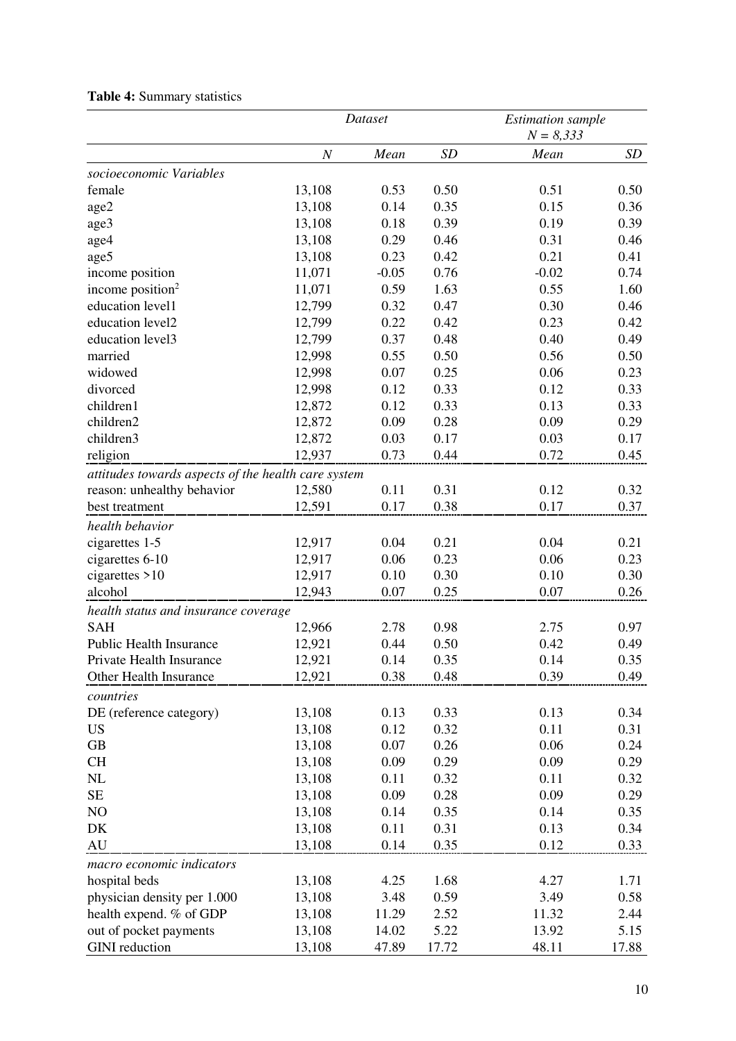**Table 4:** Summary statistics

| | *Dataset* | | | *Estimation sample* $N = 8{,}333$ | |
|---|---|---|---|---|---|
| | *N* | *Mean* | *SD* | *Mean* | *SD* |
| *socioeconomic Variables* | | | | | |
| female | 13,108 | 0.53 | 0.50 | 0.51 | 0.50 |
| age2 | 13,108 | 0.14 | 0.35 | 0.15 | 0.36 |
| age3 | 13,108 | 0.18 | 0.39 | 0.19 | 0.39 |
| age4 | 13,108 | 0.29 | 0.46 | 0.31 | 0.46 |
| age5 | 13,108 | 0.23 | 0.42 | 0.21 | 0.41 |
| income position | 11,071 | -0.05 | 0.76 | -0.02 | 0.74 |
| income position$^2$ | 11,071 | 0.59 | 1.63 | 0.55 | 1.60 |
| education level1 | 12,799 | 0.32 | 0.47 | 0.30 | 0.46 |
| education level2 | 12,799 | 0.22 | 0.42 | 0.23 | 0.42 |
| education level3 | 12,799 | 0.37 | 0.48 | 0.40 | 0.49 |
| married | 12,998 | 0.55 | 0.50 | 0.56 | 0.50 |
| widowed | 12,998 | 0.07 | 0.25 | 0.06 | 0.23 |
| divorced | 12,998 | 0.12 | 0.33 | 0.12 | 0.33 |
| children1 | 12,872 | 0.12 | 0.33 | 0.13 | 0.33 |
| children2 | 12,872 | 0.09 | 0.28 | 0.09 | 0.29 |
| children3 | 12,872 | 0.03 | 0.17 | 0.03 | 0.17 |
| religion | 12,937 | 0.73 | 0.44 | 0.72 | 0.45 |
| *attitudes towards aspects of the health care system* | | | | | |
| reason: unhealthy behavior | 12,580 | 0.11 | 0.31 | 0.12 | 0.32 |
| best treatment | 12,591 | 0.17 | 0.38 | 0.17 | 0.37 |
| *health behavior* | | | | | |
| cigarettes 1-5 | 12,917 | 0.04 | 0.21 | 0.04 | 0.21 |
| cigarettes 6-10 | 12,917 | 0.06 | 0.23 | 0.06 | 0.23 |
| cigarettes >10 | 12,917 | 0.10 | 0.30 | 0.10 | 0.30 |
| alcohol | 12,943 | 0.07 | 0.25 | 0.07 | 0.26 |
| *health status and insurance coverage* | | | | | |
| SAH | 12,966 | 2.78 | 0.98 | 2.75 | 0.97 |
| Public Health Insurance | 12,921 | 0.44 | 0.50 | 0.42 | 0.49 |
| Private Health Insurance | 12,921 | 0.14 | 0.35 | 0.14 | 0.35 |
| Other Health Insurance | 12,921 | 0.38 | 0.48 | 0.39 | 0.49 |
| *countries* | | | | | |
| DE (reference category) | 13,108 | 0.13 | 0.33 | 0.13 | 0.34 |
| US | 13,108 | 0.12 | 0.32 | 0.11 | 0.31 |
| GB | 13,108 | 0.07 | 0.26 | 0.06 | 0.24 |
| CH | 13,108 | 0.09 | 0.29 | 0.09 | 0.29 |
| NL | 13,108 | 0.11 | 0.32 | 0.11 | 0.32 |
| SE | 13,108 | 0.09 | 0.28 | 0.09 | 0.29 |
| NO | 13,108 | 0.14 | 0.35 | 0.14 | 0.35 |
| DK | 13,108 | 0.11 | 0.31 | 0.13 | 0.34 |
| AU | 13,108 | 0.14 | 0.35 | 0.12 | 0.33 |
| *macro economic indicators* | | | | | |
| hospital beds | 13,108 | 4.25 | 1.68 | 4.27 | 1.71 |
| physician density per 1.000 | 13,108 | 3.48 | 0.59 | 3.49 | 0.58 |
| health expend. % of GDP | 13,108 | 11.29 | 2.52 | 11.32 | 2.44 |
| out of pocket payments | 13,108 | 14.02 | 5.22 | 13.92 | 5.15 |
| GINI reduction | 13,108 | 47.89 | 17.72 | 48.11 | 17.88 |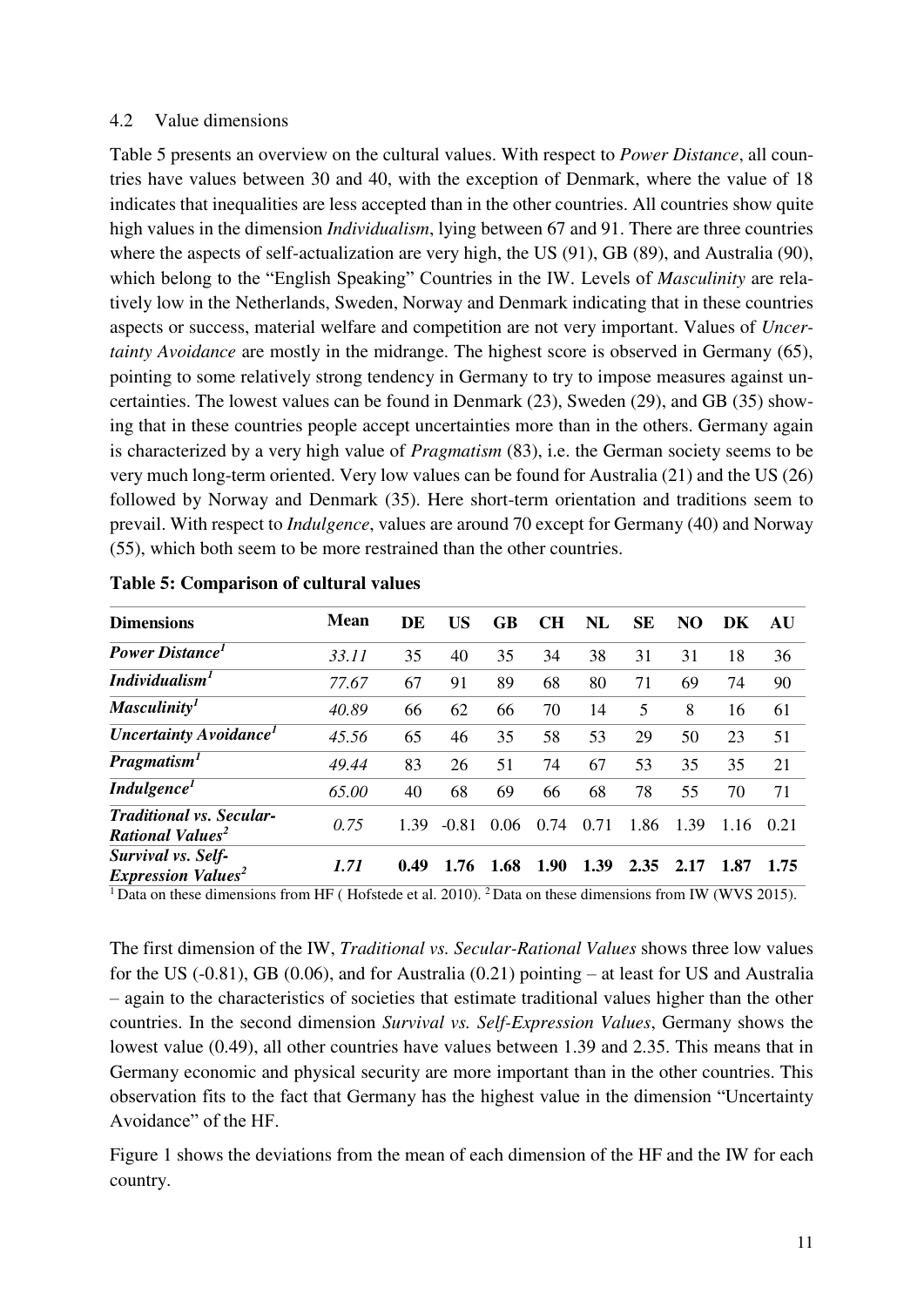### 4.2 Value dimensions

Table 5 presents an overview on the cultural values. With respect to *Power Distance*, all countries have values between 30 and 40, with the exception of Denmark, where the value of 18 indicates that inequalities are less accepted than in the other countries. All countries show quite high values in the dimension *Individualism*, lying between 67 and 91. There are three countries where the aspects of self-actualization are very high, the US (91), GB (89), and Australia (90), which belong to the "English Speaking" Countries in the IW. Levels of *Masculinity* are relatively low in the Netherlands, Sweden, Norway and Denmark indicating that in these countries aspects or success, material welfare and competition are not very important. Values of *Uncertainty Avoidance* are mostly in the midrange. The highest score is observed in Germany (65), pointing to some relatively strong tendency in Germany to try to impose measures against uncertainties. The lowest values can be found in Denmark (23), Sweden (29), and GB (35) showing that in these countries people accept uncertainties more than in the others. Germany again is characterized by a very high value of *Pragmatism* (83), i.e. the German society seems to be very much long-term oriented. Very low values can be found for Australia (21) and the US (26) followed by Norway and Denmark (35). Here short-term orientation and traditions seem to prevail. With respect to *Indulgence*, values are around 70 except for Germany (40) and Norway (55), which both seem to be more restrained than the other countries.

**Table 5: Comparison of cultural values**

| Dimensions | Mean | DE | US | GB | CH | NL | SE | NO | DK | AU |
|---|---|---|---|---|---|---|---|---|---|---|
| ***Power Distance***[1] | *33.11* | 35 | 40 | 35 | 34 | 38 | 31 | 31 | 18 | 36 |
| ***Individualism***[1] | *77.67* | 67 | 91 | 89 | 68 | 80 | 71 | 69 | 74 | 90 |
| ***Masculinity***[1] | *40.89* | 66 | 62 | 66 | 70 | 14 | 5 | 8 | 16 | 61 |
| ***Uncertainty Avoidance***[1] | *45.56* | 65 | 46 | 35 | 58 | 53 | 29 | 50 | 23 | 51 |
| ***Pragmatism***[1] | *49.44* | 83 | 26 | 51 | 74 | 67 | 53 | 35 | 35 | 21 |
| ***Indulgence***[1] | *65.00* | 40 | 68 | 69 | 66 | 68 | 78 | 55 | 70 | 71 |
| ***Traditional vs. Secular-Rational Values***[2] | *0.75* | 1.39 | -0.81 | 0.06 | 0.74 | 0.71 | 1.86 | 1.39 | 1.16 | 0.21 |
| ***Survival vs. Self-Expression Values***[2] | ***1.71*** | **0.49** | **1.76** | **1.68** | **1.90** | **1.39** | **2.35** | **2.17** | **1.87** | **1.75** |

[1] Data on these dimensions from HF ( Hofstede et al. 2010). [2] Data on these dimensions from IW (WVS 2015).

The first dimension of the IW, *Traditional vs. Secular-Rational Values* shows three low values for the US (-0.81), GB (0.06), and for Australia (0.21) pointing – at least for US and Australia – again to the characteristics of societies that estimate traditional values higher than the other countries. In the second dimension *Survival vs. Self-Expression Values*, Germany shows the lowest value (0.49), all other countries have values between 1.39 and 2.35. This means that in Germany economic and physical security are more important than in the other countries. This observation fits to the fact that Germany has the highest value in the dimension "Uncertainty Avoidance" of the HF.

Figure 1 shows the deviations from the mean of each dimension of the HF and the IW for each country.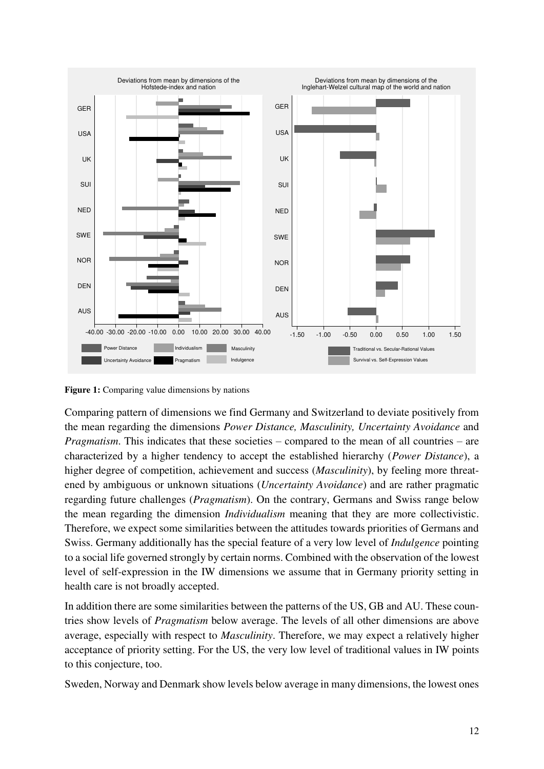**Figure 1:** Comparing value dimensions by nations

Comparing pattern of dimensions we find Germany and Switzerland to deviate positively from the mean regarding the dimensions *Power Distance, Masculinity, Uncertainty Avoidance* and *Pragmatism*. This indicates that these societies – compared to the mean of all countries – are characterized by a higher tendency to accept the established hierarchy (*Power Distance*), a higher degree of competition, achievement and success (*Masculinity*), by feeling more threatened by ambiguous or unknown situations (*Uncertainty Avoidance*) and are rather pragmatic regarding future challenges (*Pragmatism*). On the contrary, Germans and Swiss range below the mean regarding the dimension *Individualism* meaning that they are more collectivistic. Therefore, we expect some similarities between the attitudes towards priorities of Germans and Swiss. Germany additionally has the special feature of a very low level of *Indulgence* pointing to a social life governed strongly by certain norms. Combined with the observation of the lowest level of self-expression in the IW dimensions we assume that in Germany priority setting in health care is not broadly accepted.

In addition there are some similarities between the patterns of the US, GB and AU. These countries show levels of *Pragmatism* below average. The levels of all other dimensions are above average, especially with respect to *Masculinity*. Therefore, we may expect a relatively higher acceptance of priority setting. For the US, the very low level of traditional values in IW points to this conjecture, too.

Sweden, Norway and Denmark show levels below average in many dimensions, the lowest ones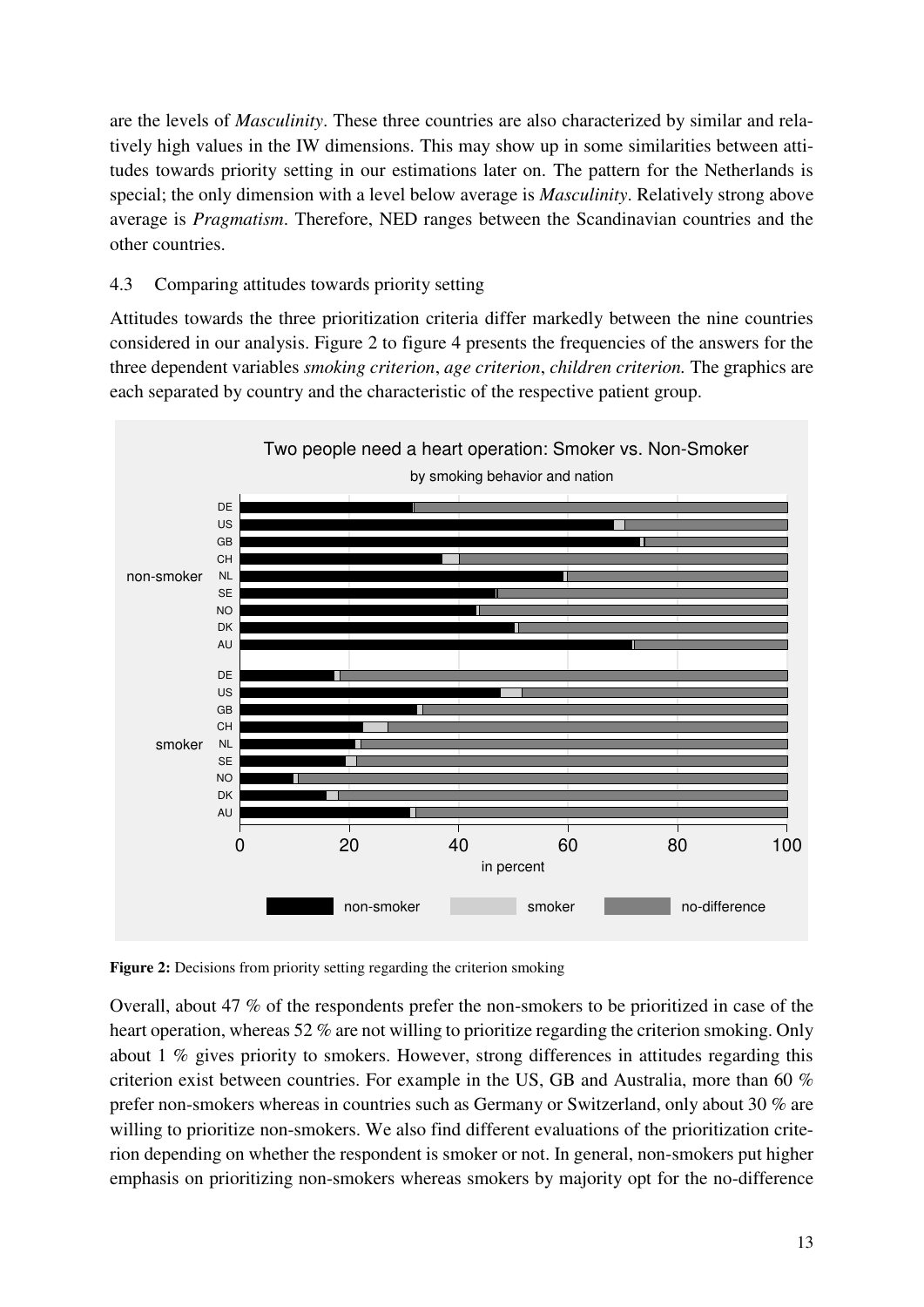are the levels of *Masculinity*. These three countries are also characterized by similar and relatively high values in the IW dimensions. This may show up in some similarities between attitudes towards priority setting in our estimations later on. The pattern for the Netherlands is special; the only dimension with a level below average is *Masculinity*. Relatively strong above average is *Pragmatism*. Therefore, NED ranges between the Scandinavian countries and the other countries.

### 4.3 Comparing attitudes towards priority setting

Attitudes towards the three prioritization criteria differ markedly between the nine countries considered in our analysis. Figure 2 to figure 4 presents the frequencies of the answers for the three dependent variables *smoking criterion*, *age criterion*, *children criterion.* The graphics are each separated by country and the characteristic of the respective patient group.

**Figure 2:** Decisions from priority setting regarding the criterion smoking

Overall, about 47 % of the respondents prefer the non-smokers to be prioritized in case of the heart operation, whereas 52 % are not willing to prioritize regarding the criterion smoking. Only about 1 % gives priority to smokers. However, strong differences in attitudes regarding this criterion exist between countries. For example in the US, GB and Australia, more than 60 % prefer non-smokers whereas in countries such as Germany or Switzerland, only about 30 % are willing to prioritize non-smokers. We also find different evaluations of the prioritization criterion depending on whether the respondent is smoker or not. In general, non-smokers put higher emphasis on prioritizing non-smokers whereas smokers by majority opt for the no-difference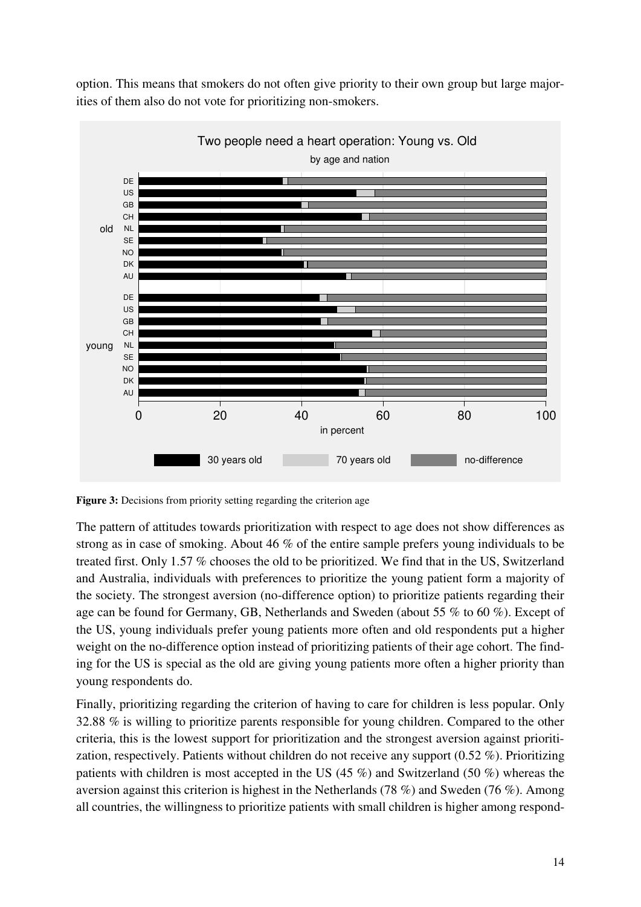option. This means that smokers do not often give priority to their own group but large majorities of them also do not vote for prioritizing non-smokers.

**Figure 3:** Decisions from priority setting regarding the criterion age

The pattern of attitudes towards prioritization with respect to age does not show differences as strong as in case of smoking. About 46 % of the entire sample prefers young individuals to be treated first. Only 1.57 % chooses the old to be prioritized. We find that in the US, Switzerland and Australia, individuals with preferences to prioritize the young patient form a majority of the society. The strongest aversion (no-difference option) to prioritize patients regarding their age can be found for Germany, GB, Netherlands and Sweden (about 55 % to 60 %). Except of the US, young individuals prefer young patients more often and old respondents put a higher weight on the no-difference option instead of prioritizing patients of their age cohort. The finding for the US is special as the old are giving young patients more often a higher priority than young respondents do.

Finally, prioritizing regarding the criterion of having to care for children is less popular. Only 32.88 % is willing to prioritize parents responsible for young children. Compared to the other criteria, this is the lowest support for prioritization and the strongest aversion against prioritization, respectively. Patients without children do not receive any support (0.52 %). Prioritizing patients with children is most accepted in the US (45 %) and Switzerland (50 %) whereas the aversion against this criterion is highest in the Netherlands (78 %) and Sweden (76 %). Among all countries, the willingness to prioritize patients with small children is higher among respond-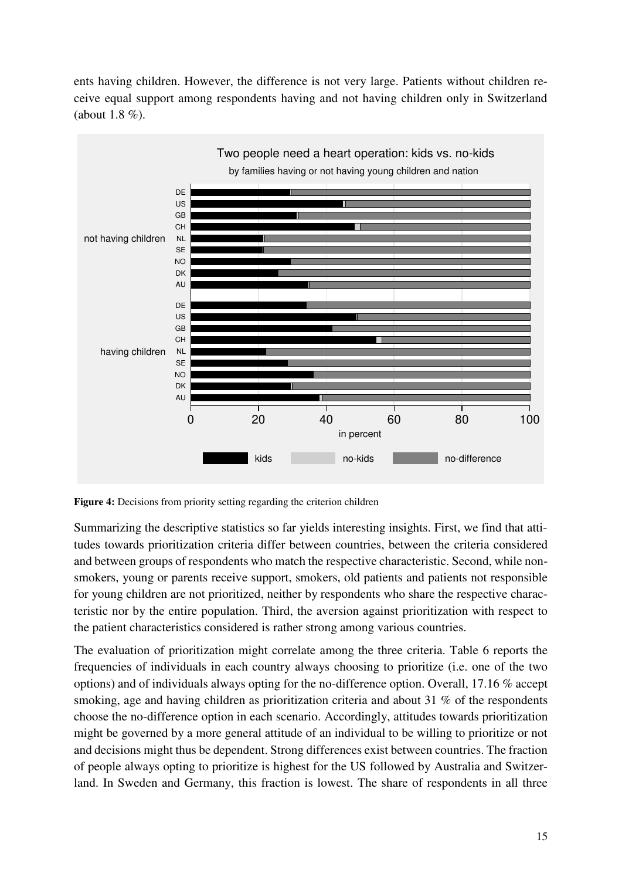ents having children. However, the difference is not very large. Patients without children receive equal support among respondents having and not having children only in Switzerland (about 1.8 %).

**Figure 4:** Decisions from priority setting regarding the criterion children

Summarizing the descriptive statistics so far yields interesting insights. First, we find that attitudes towards prioritization criteria differ between countries, between the criteria considered and between groups of respondents who match the respective characteristic. Second, while nonsmokers, young or parents receive support, smokers, old patients and patients not responsible for young children are not prioritized, neither by respondents who share the respective characteristic nor by the entire population. Third, the aversion against prioritization with respect to the patient characteristics considered is rather strong among various countries.

The evaluation of prioritization might correlate among the three criteria. Table 6 reports the frequencies of individuals in each country always choosing to prioritize (i.e. one of the two options) and of individuals always opting for the no-difference option. Overall, 17.16 % accept smoking, age and having children as prioritization criteria and about 31 % of the respondents choose the no-difference option in each scenario. Accordingly, attitudes towards prioritization might be governed by a more general attitude of an individual to be willing to prioritize or not and decisions might thus be dependent. Strong differences exist between countries. The fraction of people always opting to prioritize is highest for the US followed by Australia and Switzerland. In Sweden and Germany, this fraction is lowest. The share of respondents in all three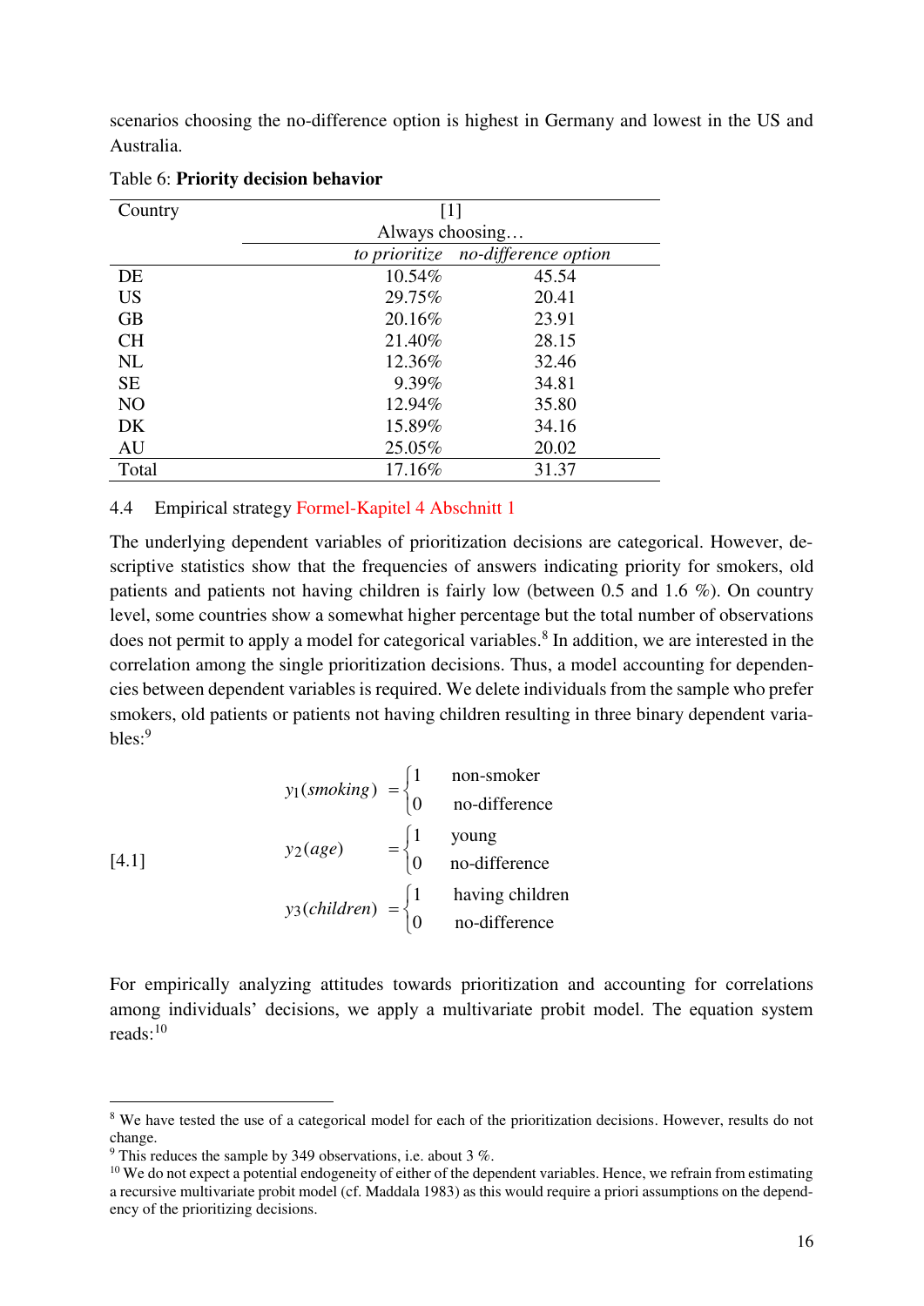scenarios choosing the no-difference option is highest in Germany and lowest in the US and Australia.

Table 6: **Priority decision behavior**

| Country | [1] | |
|---|---|---|
| | Always choosing… | |
| | *to prioritize* | *no-difference option* |
| DE | 10.54% | 45.54 |
| US | 29.75% | 20.41 |
| GB | 20.16% | 23.91 |
| CH | 21.40% | 28.15 |
| NL | 12.36% | 32.46 |
| SE | 9.39% | 34.81 |
| NO | 12.94% | 35.80 |
| DK | 15.89% | 34.16 |
| AU | 25.05% | 20.02 |
| Total | 17.16% | 31.37 |

### 4.4 Empirical strategy Formel-Kapitel 4 Abschnitt 1

The underlying dependent variables of prioritization decisions are categorical. However, descriptive statistics show that the frequencies of answers indicating priority for smokers, old patients and patients not having children is fairly low (between 0.5 and 1.6 %). On country level, some countries show a somewhat higher percentage but the total number of observations does not permit to apply a model for categorical variables.[8] In addition, we are interested in the correlation among the single prioritization decisions. Thus, a model accounting for dependencies between dependent variables is required. We delete individuals from the sample who prefer smokers, old patients or patients not having children resulting in three binary dependent variables:[9]

$$
[4.1] \qquad
\begin{aligned}
y_1(\mathit{smoking}) &= \begin{cases} 1 & \text{non-smoker} \\ 0 & \text{no-difference} \end{cases} \\
y_2(\mathit{age}) &= \begin{cases} 1 & \text{young} \\ 0 & \text{no-difference} \end{cases} \\
y_3(\mathit{children}) &= \begin{cases} 1 & \text{having children} \\ 0 & \text{no-difference} \end{cases}
\end{aligned}
$$

For empirically analyzing attitudes towards prioritization and accounting for correlations among individuals' decisions, we apply a multivariate probit model. The equation system reads:[10]

---

[8] We have tested the use of a categorical model for each of the prioritization decisions. However, results do not change.

[9] This reduces the sample by 349 observations, i.e. about 3 %.

[10] We do not expect a potential endogeneity of either of the dependent variables. Hence, we refrain from estimating a recursive multivariate probit model (cf. Maddala 1983) as this would require a priori assumptions on the dependency of the prioritizing decisions.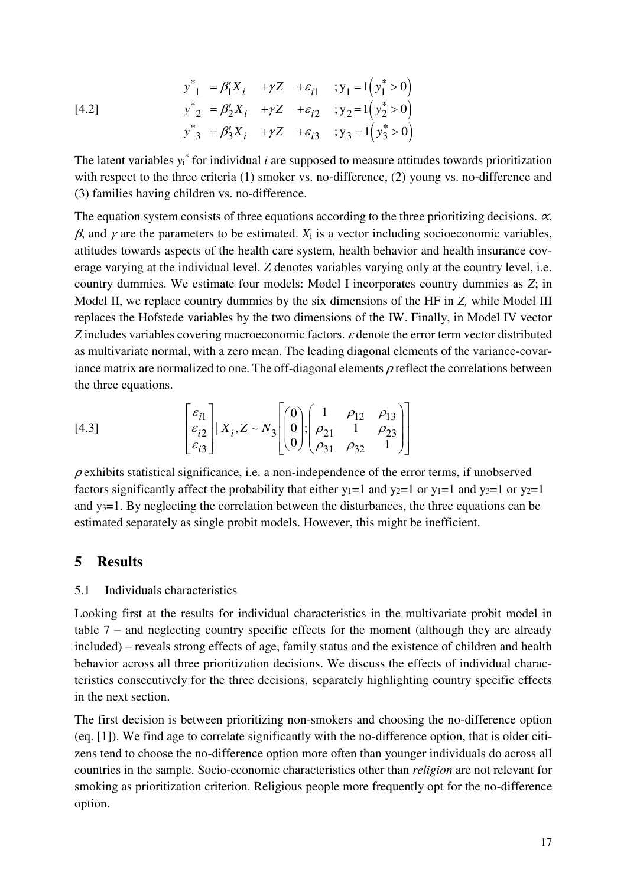$$
[4.2] \qquad
\begin{aligned}
y^*_1 &= \beta_1' X_i &+ \gamma Z &+ \varepsilon_{i1} &; y_1 = 1\left(y_1^* > 0\right) \\
y^*_2 &= \beta_2' X_i &+ \gamma Z &+ \varepsilon_{i2} &; y_2 = 1\left(y_2^* > 0\right) \\
y^*_3 &= \beta_3' X_i &+ \gamma Z &+ \varepsilon_{i3} &; y_3 = 1\left(y_3^* > 0\right)
\end{aligned}
$$

The latent variables $y_i^*$ for individual $i$ are supposed to measure attitudes towards prioritization with respect to the three criteria (1) smoker vs. no-difference, (2) young vs. no-difference and (3) families having children vs. no-difference.

The equation system consists of three equations according to the three prioritizing decisions. $\propto$, $\beta$, and $\gamma$ are the parameters to be estimated. $X_i$ is a vector including socioeconomic variables, attitudes towards aspects of the health care system, health behavior and health insurance coverage varying at the individual level. $Z$ denotes variables varying only at the country level, i.e. country dummies. We estimate four models: Model I incorporates country dummies as $Z$; in Model II, we replace country dummies by the six dimensions of the HF in $Z$, while Model III replaces the Hofstede variables by the two dimensions of the IW. Finally, in Model IV vector $Z$ includes variables covering macroeconomic factors. $\varepsilon$ denote the error term vector distributed as multivariate normal, with a zero mean. The leading diagonal elements of the variance-covariance matrix are normalized to one. The off-diagonal elements $\rho$ reflect the correlations between the three equations.

$$
[4.3] \qquad
\begin{bmatrix} \varepsilon_{i1} \\ \varepsilon_{i2} \\ \varepsilon_{i3} \end{bmatrix} | X_i, Z \sim N_3 \left[ \begin{pmatrix} 0 \\ 0 \\ 0 \end{pmatrix}; \begin{pmatrix} 1 & \rho_{12} & \rho_{13} \\ \rho_{21} & 1 & \rho_{23} \\ \rho_{31} & \rho_{32} & 1 \end{pmatrix} \right]
$$

$\rho$ exhibits statistical significance, i.e. a non-independence of the error terms, if unobserved factors significantly affect the probability that either $y_1=1$ and $y_2=1$ or $y_1=1$ and $y_3=1$ or $y_2=1$ and $y_3=1$. By neglecting the correlation between the disturbances, the three equations can be estimated separately as single probit models. However, this might be inefficient.

## 5 Results

### 5.1 Individuals characteristics

Looking first at the results for individual characteristics in the multivariate probit model in table 7 – and neglecting country specific effects for the moment (although they are already included) – reveals strong effects of age, family status and the existence of children and health behavior across all three prioritization decisions. We discuss the effects of individual characteristics consecutively for the three decisions, separately highlighting country specific effects in the next section.

The first decision is between prioritizing non-smokers and choosing the no-difference option (eq. [1]). We find age to correlate significantly with the no-difference option, that is older citizens tend to choose the no-difference option more often than younger individuals do across all countries in the sample. Socio-economic characteristics other than *religion* are not relevant for smoking as prioritization criterion. Religious people more frequently opt for the no-difference option.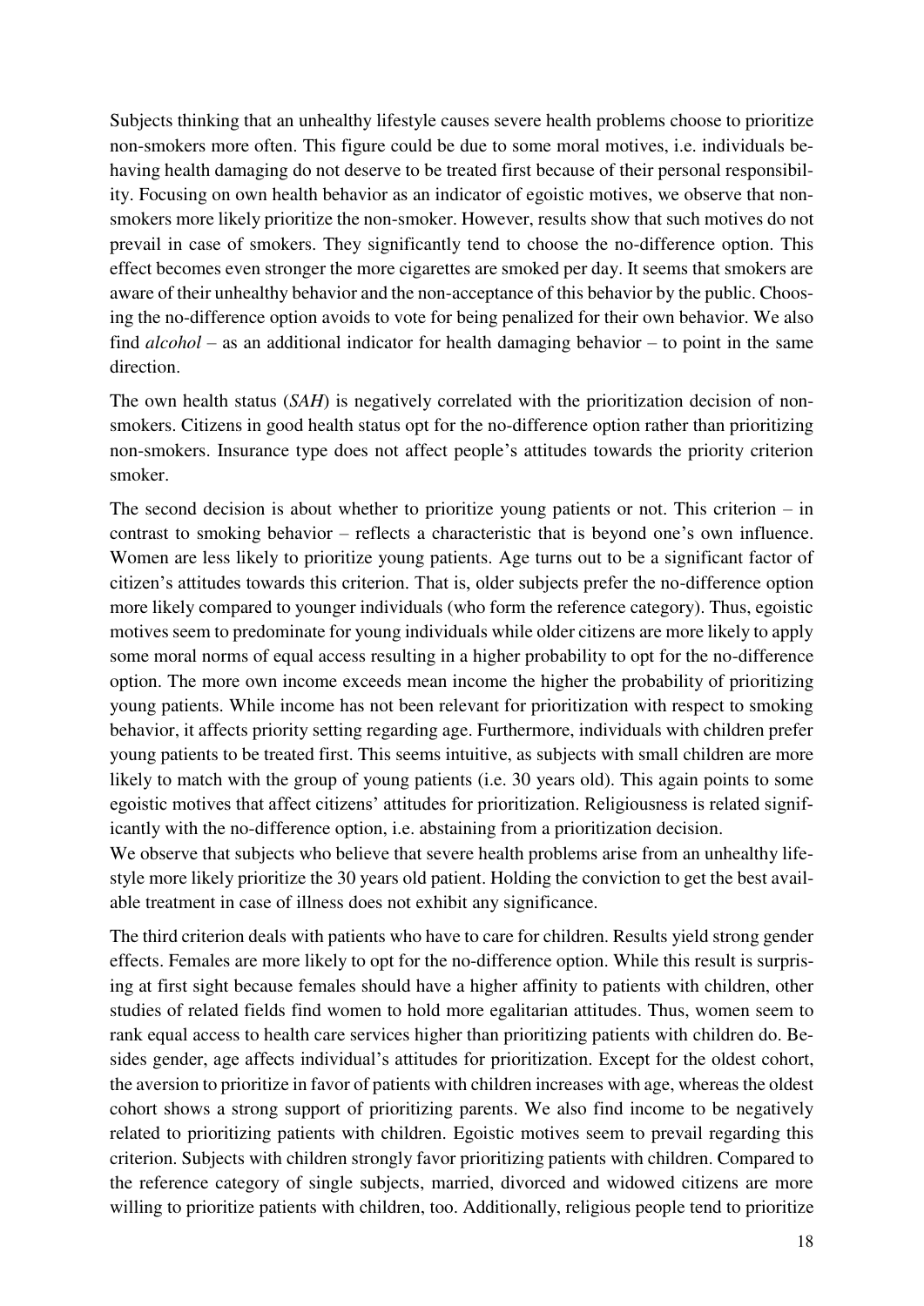Subjects thinking that an unhealthy lifestyle causes severe health problems choose to prioritize non-smokers more often. This figure could be due to some moral motives, i.e. individuals behaving health damaging do not deserve to be treated first because of their personal responsibility. Focusing on own health behavior as an indicator of egoistic motives, we observe that non-smokers more likely prioritize the non-smoker. However, results show that such motives do not prevail in case of smokers. They significantly tend to choose the no-difference option. This effect becomes even stronger the more cigarettes are smoked per day. It seems that smokers are aware of their unhealthy behavior and the non-acceptance of this behavior by the public. Choosing the no-difference option avoids to vote for being penalized for their own behavior. We also find *alcohol* – as an additional indicator for health damaging behavior – to point in the same direction.

The own health status (*SAH*) is negatively correlated with the prioritization decision of non-smokers. Citizens in good health status opt for the no-difference option rather than prioritizing non-smokers. Insurance type does not affect people's attitudes towards the priority criterion smoker.

The second decision is about whether to prioritize young patients or not. This criterion – in contrast to smoking behavior – reflects a characteristic that is beyond one's own influence. Women are less likely to prioritize young patients. Age turns out to be a significant factor of citizen's attitudes towards this criterion. That is, older subjects prefer the no-difference option more likely compared to younger individuals (who form the reference category). Thus, egoistic motives seem to predominate for young individuals while older citizens are more likely to apply some moral norms of equal access resulting in a higher probability to opt for the no-difference option. The more own income exceeds mean income the higher the probability of prioritizing young patients. While income has not been relevant for prioritization with respect to smoking behavior, it affects priority setting regarding age. Furthermore, individuals with children prefer young patients to be treated first. This seems intuitive, as subjects with small children are more likely to match with the group of young patients (i.e. 30 years old). This again points to some egoistic motives that affect citizens' attitudes for prioritization. Religiousness is related significantly with the no-difference option, i.e. abstaining from a prioritization decision.

We observe that subjects who believe that severe health problems arise from an unhealthy lifestyle more likely prioritize the 30 years old patient. Holding the conviction to get the best available treatment in case of illness does not exhibit any significance.

The third criterion deals with patients who have to care for children. Results yield strong gender effects. Females are more likely to opt for the no-difference option. While this result is surprising at first sight because females should have a higher affinity to patients with children, other studies of related fields find women to hold more egalitarian attitudes. Thus, women seem to rank equal access to health care services higher than prioritizing patients with children do. Besides gender, age affects individual's attitudes for prioritization. Except for the oldest cohort, the aversion to prioritize in favor of patients with children increases with age, whereas the oldest cohort shows a strong support of prioritizing parents. We also find income to be negatively related to prioritizing patients with children. Egoistic motives seem to prevail regarding this criterion. Subjects with children strongly favor prioritizing patients with children. Compared to the reference category of single subjects, married, divorced and widowed citizens are more willing to prioritize patients with children, too. Additionally, religious people tend to prioritize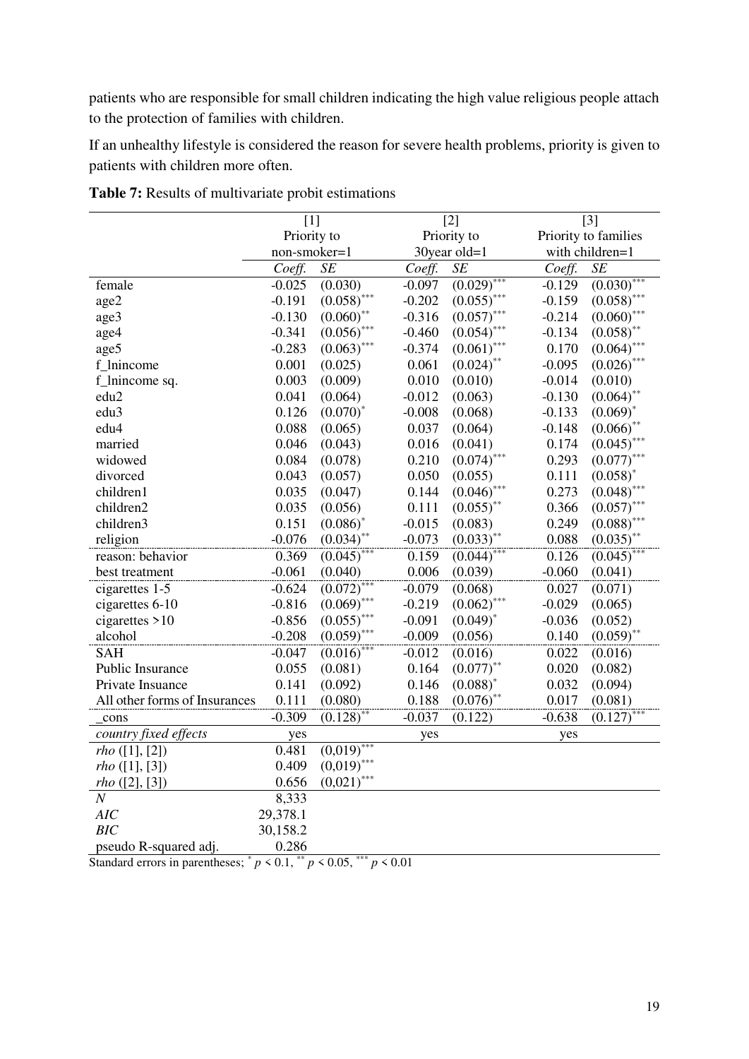patients who are responsible for small children indicating the high value religious people attach to the protection of families with children.

If an unhealthy lifestyle is considered the reason for severe health problems, priority is given to patients with children more often.

**Table 7:** Results of multivariate probit estimations

| | [1] | | [2] | | [3] | |
|---|---|---|---|---|---|---|
| | Priority to non-smoker=1 | | Priority to 30year old=1 | | Priority to families with children=1 | |
| | *Coeff.* | *SE* | *Coeff.* | *SE* | *Coeff.* | *SE* |
| female | -0.025 | (0.030) | -0.097 | (0.029)*** | -0.129 | (0.030)*** |
| age2 | -0.191 | (0.058)*** | -0.202 | (0.055)*** | -0.159 | (0.058)*** |
| age3 | -0.130 | (0.060)** | -0.316 | (0.057)*** | -0.214 | (0.060)*** |
| age4 | -0.341 | (0.056)*** | -0.460 | (0.054)*** | -0.134 | (0.058)** |
| age5 | -0.283 | (0.063)*** | -0.374 | (0.061)*** | 0.170 | (0.064)*** |
| f_lnincome | 0.001 | (0.025) | 0.061 | (0.024)** | -0.095 | (0.026)*** |
| f_lnincome sq. | 0.003 | (0.009) | 0.010 | (0.010) | -0.014 | (0.010) |
| edu2 | 0.041 | (0.064) | -0.012 | (0.063) | -0.130 | (0.064)** |
| edu3 | 0.126 | (0.070)* | -0.008 | (0.068) | -0.133 | (0.069)* |
| edu4 | 0.088 | (0.065) | 0.037 | (0.064) | -0.148 | (0.066)** |
| married | 0.046 | (0.043) | 0.016 | (0.041) | 0.174 | (0.045)*** |
| widowed | 0.084 | (0.078) | 0.210 | (0.074)*** | 0.293 | (0.077)*** |
| divorced | 0.043 | (0.057) | 0.050 | (0.055) | 0.111 | (0.058)* |
| children1 | 0.035 | (0.047) | 0.144 | (0.046)*** | 0.273 | (0.048)*** |
| children2 | 0.035 | (0.056) | 0.111 | (0.055)** | 0.366 | (0.057)*** |
| children3 | 0.151 | (0.086)* | -0.015 | (0.083) | 0.249 | (0.088)*** |
| religion | -0.076 | (0.034)** | -0.073 | (0.033)** | 0.088 | (0.035)** |
| reason: behavior | 0.369 | (0.045)*** | 0.159 | (0.044)*** | 0.126 | (0.045)*** |
| best treatment | -0.061 | (0.040) | 0.006 | (0.039) | -0.060 | (0.041) |
| cigarettes 1-5 | -0.624 | (0.072)*** | -0.079 | (0.068) | 0.027 | (0.071) |
| cigarettes 6-10 | -0.816 | (0.069)*** | -0.219 | (0.062)*** | -0.029 | (0.065) |
| cigarettes >10 | -0.856 | (0.055)*** | -0.091 | (0.049)* | -0.036 | (0.052) |
| alcohol | -0.208 | (0.059)*** | -0.009 | (0.056) | 0.140 | (0.059)** |
| SAH | -0.047 | (0.016)*** | -0.012 | (0.016) | 0.022 | (0.016) |
| Public Insurance | 0.055 | (0.081) | 0.164 | (0.077)** | 0.020 | (0.082) |
| Private Insuance | 0.141 | (0.092) | 0.146 | (0.088)* | 0.032 | (0.094) |
| All other forms of Insurances | 0.111 | (0.080) | 0.188 | (0.076)** | 0.017 | (0.081) |
| _cons | -0.309 | (0.128)** | -0.037 | (0.122) | -0.638 | (0.127)*** |
| *country fixed effects* | yes | | yes | | yes | |
| *rho* ([1], [2]) | 0.481 | (0,019)*** | | | | |
| *rho* ([1], [3]) | 0.409 | (0,019)*** | | | | |
| *rho* ([2], [3]) | 0.656 | (0,021)*** | | | | |
| *N* | 8,333 | | | | | |
| *AIC* | 29,378.1 | | | | | |
| *BIC* | 30,158.2 | | | | | |
| pseudo R-squared adj. | 0.286 | | | | | |

Standard errors in parentheses; * $p < 0.1$, ** $p < 0.05$, *** $p < 0.01$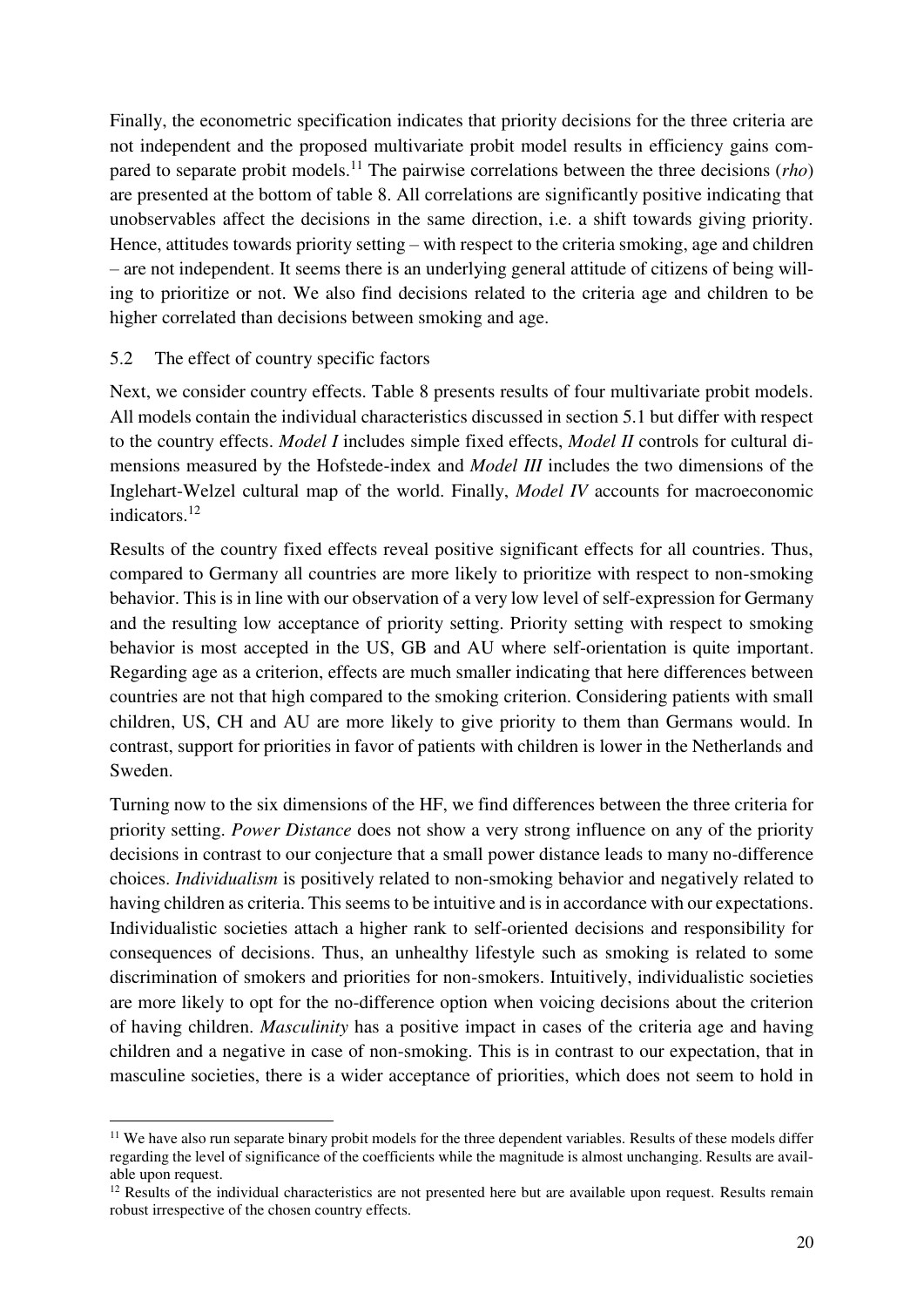Finally, the econometric specification indicates that priority decisions for the three criteria are not independent and the proposed multivariate probit model results in efficiency gains compared to separate probit models.[11] The pairwise correlations between the three decisions (*rho*) are presented at the bottom of table 8. All correlations are significantly positive indicating that unobservables affect the decisions in the same direction, i.e. a shift towards giving priority. Hence, attitudes towards priority setting – with respect to the criteria smoking, age and children – are not independent. It seems there is an underlying general attitude of citizens of being willing to prioritize or not. We also find decisions related to the criteria age and children to be higher correlated than decisions between smoking and age.

## 5.2 The effect of country specific factors

Next, we consider country effects. Table 8 presents results of four multivariate probit models. All models contain the individual characteristics discussed in section 5.1 but differ with respect to the country effects. *Model I* includes simple fixed effects, *Model II* controls for cultural dimensions measured by the Hofstede-index and *Model III* includes the two dimensions of the Inglehart-Welzel cultural map of the world. Finally, *Model IV* accounts for macroeconomic indicators.[12]

Results of the country fixed effects reveal positive significant effects for all countries. Thus, compared to Germany all countries are more likely to prioritize with respect to non-smoking behavior. This is in line with our observation of a very low level of self-expression for Germany and the resulting low acceptance of priority setting. Priority setting with respect to smoking behavior is most accepted in the US, GB and AU where self-orientation is quite important. Regarding age as a criterion, effects are much smaller indicating that here differences between countries are not that high compared to the smoking criterion. Considering patients with small children, US, CH and AU are more likely to give priority to them than Germans would. In contrast, support for priorities in favor of patients with children is lower in the Netherlands and Sweden.

Turning now to the six dimensions of the HF, we find differences between the three criteria for priority setting. *Power Distance* does not show a very strong influence on any of the priority decisions in contrast to our conjecture that a small power distance leads to many no-difference choices. *Individualism* is positively related to non-smoking behavior and negatively related to having children as criteria. This seems to be intuitive and is in accordance with our expectations. Individualistic societies attach a higher rank to self-oriented decisions and responsibility for consequences of decisions. Thus, an unhealthy lifestyle such as smoking is related to some discrimination of smokers and priorities for non-smokers. Intuitively, individualistic societies are more likely to opt for the no-difference option when voicing decisions about the criterion of having children. *Masculinity* has a positive impact in cases of the criteria age and having children and a negative in case of non-smoking. This is in contrast to our expectation, that in masculine societies, there is a wider acceptance of priorities, which does not seem to hold in

[11] We have also run separate binary probit models for the three dependent variables. Results of these models differ regarding the level of significance of the coefficients while the magnitude is almost unchanging. Results are available upon request.

[12] Results of the individual characteristics are not presented here but are available upon request. Results remain robust irrespective of the chosen country effects.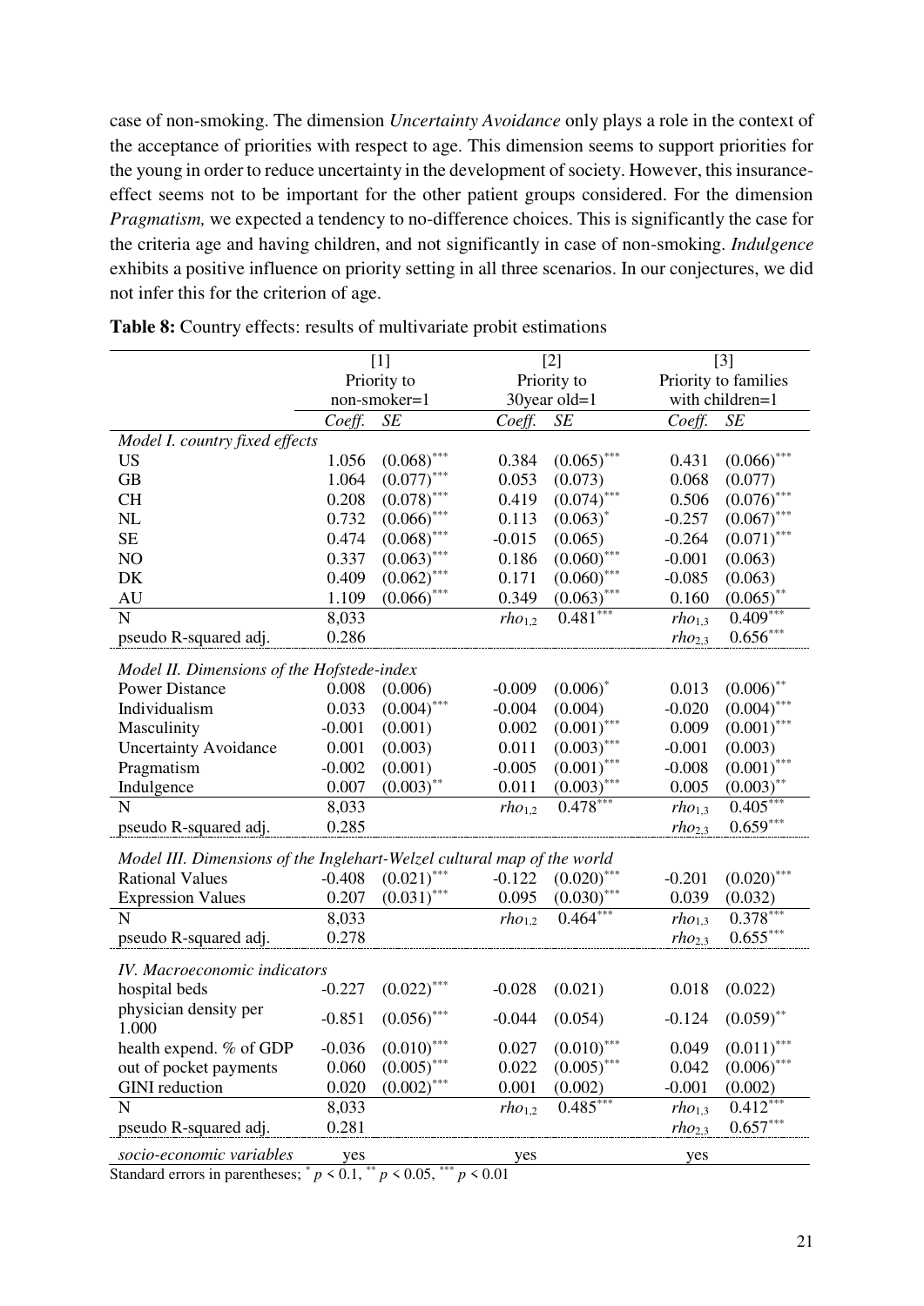case of non-smoking. The dimension *Uncertainty Avoidance* only plays a role in the context of the acceptance of priorities with respect to age. This dimension seems to support priorities for the young in order to reduce uncertainty in the development of society. However, this insurance-effect seems not to be important for the other patient groups considered. For the dimension *Pragmatism,* we expected a tendency to no-difference choices. This is significantly the case for the criteria age and having children, and not significantly in case of non-smoking. *Indulgence* exhibits a positive influence on priority setting in all three scenarios. In our conjectures, we did not infer this for the criterion of age.

**Table 8:** Country effects: results of multivariate probit estimations

| | [1] Priority to non-smoker=1 | | [2] Priority to 30year old=1 | | [3] Priority to families with children=1 | |
|---|---|---|---|---|---|---|
| | *Coeff.* | *SE* | *Coeff.* | *SE* | *Coeff.* | *SE* |
| *Model I. country fixed effects* | | | | | | |
| US | 1.056 | $(0.068)^{***}$ | 0.384 | $(0.065)^{***}$ | 0.431 | $(0.066)^{***}$ |
| GB | 1.064 | $(0.077)^{***}$ | 0.053 | (0.073) | 0.068 | (0.077) |
| CH | 0.208 | $(0.078)^{***}$ | 0.419 | $(0.074)^{***}$ | 0.506 | $(0.076)^{***}$ |
| NL | 0.732 | $(0.066)^{***}$ | 0.113 | $(0.063)^{*}$ | -0.257 | $(0.067)^{***}$ |
| SE | 0.474 | $(0.068)^{***}$ | -0.015 | (0.065) | -0.264 | $(0.071)^{***}$ |
| NO | 0.337 | $(0.063)^{***}$ | 0.186 | $(0.060)^{***}$ | -0.001 | (0.063) |
| DK | 0.409 | $(0.062)^{***}$ | 0.171 | $(0.060)^{***}$ | -0.085 | (0.063) |
| AU | 1.109 | $(0.066)^{***}$ | 0.349 | $(0.063)^{***}$ | 0.160 | $(0.065)^{**}$ |
| N | 8,033 | | $rho_{1,2}$ | $0.481^{***}$ | $rho_{1,3}$ | $0.409^{***}$ |
| pseudo R-squared adj. | 0.286 | | | | $rho_{2,3}$ | $0.656^{***}$ |
| *Model II. Dimensions of the Hofstede-index* | | | | | | |
| Power Distance | 0.008 | (0.006) | -0.009 | $(0.006)^{*}$ | 0.013 | $(0.006)^{**}$ |
| Individualism | 0.033 | $(0.004)^{***}$ | -0.004 | (0.004) | -0.020 | $(0.004)^{***}$ |
| Masculinity | -0.001 | (0.001) | 0.002 | $(0.001)^{***}$ | 0.009 | $(0.001)^{***}$ |
| Uncertainty Avoidance | 0.001 | (0.003) | 0.011 | $(0.003)^{***}$ | -0.001 | (0.003) |
| Pragmatism | -0.002 | (0.001) | -0.005 | $(0.001)^{***}$ | -0.008 | $(0.001)^{***}$ |
| Indulgence | 0.007 | $(0.003)^{**}$ | 0.011 | $(0.003)^{***}$ | 0.005 | $(0.003)^{**}$ |
| N | 8,033 | | $rho_{1,2}$ | $0.478^{***}$ | $rho_{1,3}$ | $0.405^{***}$ |
| pseudo R-squared adj. | 0.285 | | | | $rho_{2,3}$ | $0.659^{***}$ |
| *Model III. Dimensions of the Inglehart-Welzel cultural map of the world* | | | | | | |
| Rational Values | -0.408 | $(0.021)^{***}$ | -0.122 | $(0.020)^{***}$ | -0.201 | $(0.020)^{***}$ |
| Expression Values | 0.207 | $(0.031)^{***}$ | 0.095 | $(0.030)^{***}$ | 0.039 | (0.032) |
| N | 8,033 | | $rho_{1,2}$ | $0.464^{***}$ | $rho_{1,3}$ | $0.378^{***}$ |
| pseudo R-squared adj. | 0.278 | | | | $rho_{2,3}$ | $0.655^{***}$ |
| *IV. Macroeconomic indicators* | | | | | | |
| hospital beds | -0.227 | $(0.022)^{***}$ | -0.028 | (0.021) | 0.018 | (0.022) |
| physician density per 1.000 | -0.851 | $(0.056)^{***}$ | -0.044 | (0.054) | -0.124 | $(0.059)^{**}$ |
| health expend. % of GDP | -0.036 | $(0.010)^{***}$ | 0.027 | $(0.010)^{***}$ | 0.049 | $(0.011)^{***}$ |
| out of pocket payments | 0.060 | $(0.005)^{***}$ | 0.022 | $(0.005)^{***}$ | 0.042 | $(0.006)^{***}$ |
| GINI reduction | 0.020 | $(0.002)^{***}$ | 0.001 | (0.002) | -0.001 | (0.002) |
| N | 8,033 | | $rho_{1,2}$ | $0.485^{***}$ | $rho_{1,3}$ | $0.412^{***}$ |
| pseudo R-squared adj. | 0.281 | | | | $rho_{2,3}$ | $0.657^{***}$ |
| *socio-economic variables* | yes | | yes | | yes | |

Standard errors in parentheses; $^{*}$ $p < 0.1$, $^{**}$ $p < 0.05$, $^{***}$ $p < 0.01$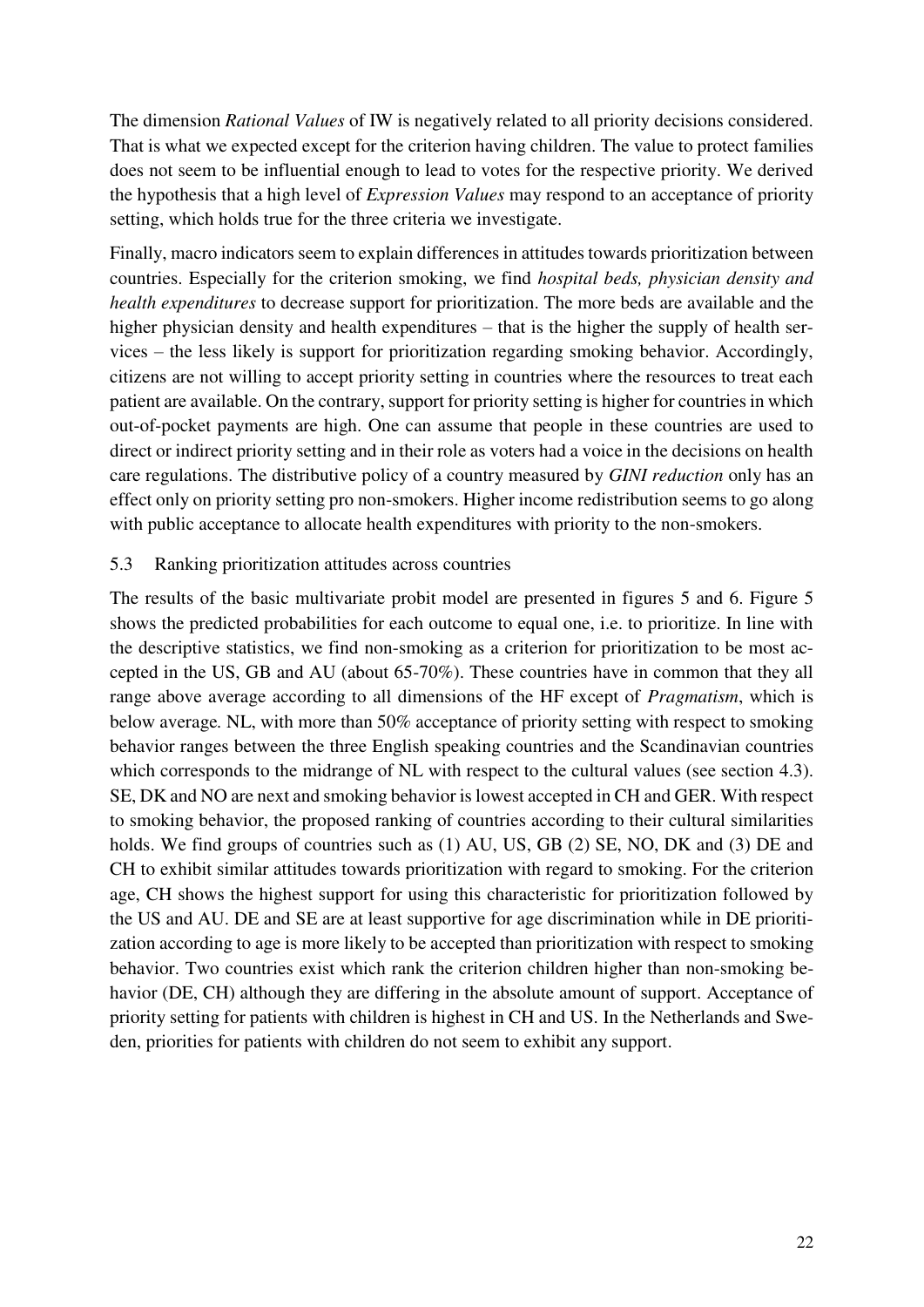The dimension *Rational Values* of IW is negatively related to all priority decisions considered. That is what we expected except for the criterion having children. The value to protect families does not seem to be influential enough to lead to votes for the respective priority. We derived the hypothesis that a high level of *Expression Values* may respond to an acceptance of priority setting, which holds true for the three criteria we investigate.

Finally, macro indicators seem to explain differences in attitudes towards prioritization between countries. Especially for the criterion smoking, we find *hospital beds, physician density and health expenditures* to decrease support for prioritization. The more beds are available and the higher physician density and health expenditures – that is the higher the supply of health services – the less likely is support for prioritization regarding smoking behavior. Accordingly, citizens are not willing to accept priority setting in countries where the resources to treat each patient are available. On the contrary, support for priority setting is higher for countries in which out-of-pocket payments are high. One can assume that people in these countries are used to direct or indirect priority setting and in their role as voters had a voice in the decisions on health care regulations. The distributive policy of a country measured by *GINI reduction* only has an effect only on priority setting pro non-smokers. Higher income redistribution seems to go along with public acceptance to allocate health expenditures with priority to the non-smokers.

### 5.3 Ranking prioritization attitudes across countries

The results of the basic multivariate probit model are presented in figures 5 and 6. Figure 5 shows the predicted probabilities for each outcome to equal one, i.e. to prioritize. In line with the descriptive statistics, we find non-smoking as a criterion for prioritization to be most accepted in the US, GB and AU (about 65-70%). These countries have in common that they all range above average according to all dimensions of the HF except of *Pragmatism*, which is below average. NL, with more than 50% acceptance of priority setting with respect to smoking behavior ranges between the three English speaking countries and the Scandinavian countries which corresponds to the midrange of NL with respect to the cultural values (see section 4.3). SE, DK and NO are next and smoking behavior is lowest accepted in CH and GER. With respect to smoking behavior, the proposed ranking of countries according to their cultural similarities holds. We find groups of countries such as (1) AU, US, GB (2) SE, NO, DK and (3) DE and CH to exhibit similar attitudes towards prioritization with regard to smoking. For the criterion age, CH shows the highest support for using this characteristic for prioritization followed by the US and AU. DE and SE are at least supportive for age discrimination while in DE prioritization according to age is more likely to be accepted than prioritization with respect to smoking behavior. Two countries exist which rank the criterion children higher than non-smoking behavior (DE, CH) although they are differing in the absolute amount of support. Acceptance of priority setting for patients with children is highest in CH and US. In the Netherlands and Sweden, priorities for patients with children do not seem to exhibit any support.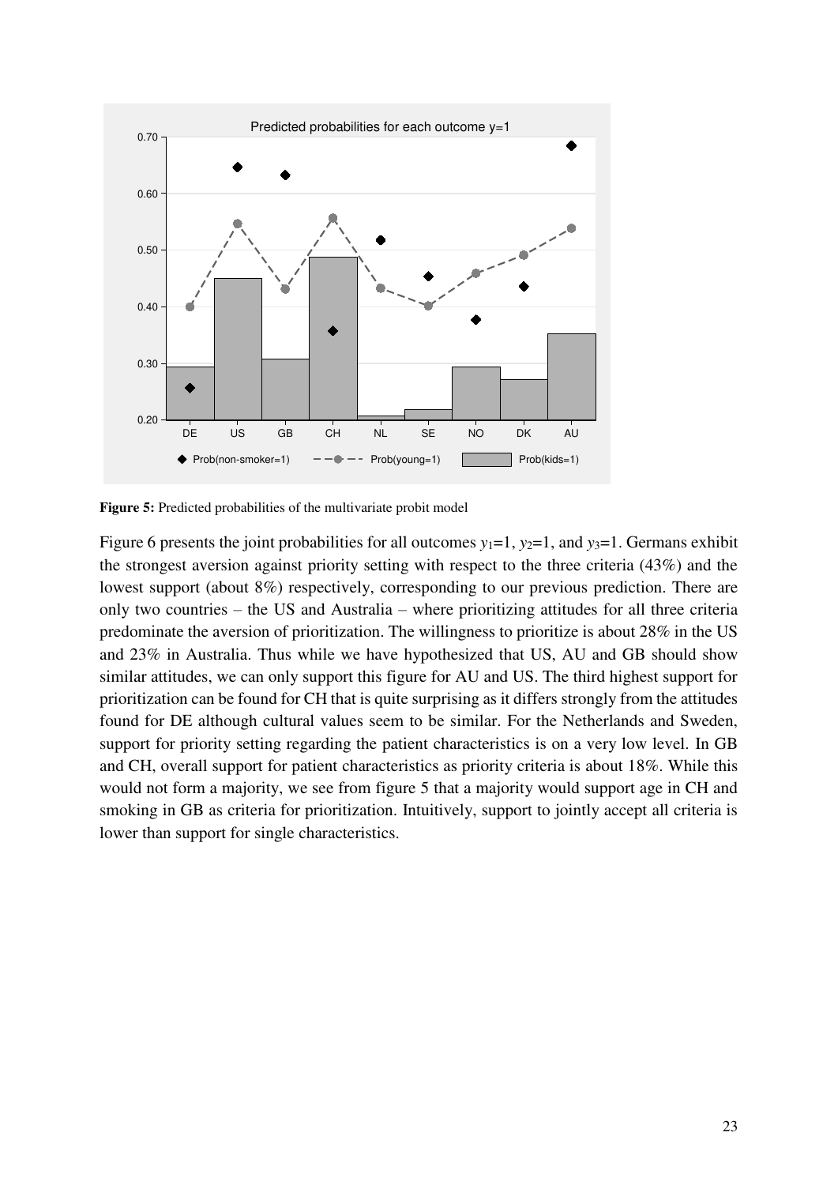**Figure 5:** Predicted probabilities of the multivariate probit model

Figure 6 presents the joint probabilities for all outcomes $y_1$=1, $y_2$=1, and $y_3$=1. Germans exhibit the strongest aversion against priority setting with respect to the three criteria (43%) and the lowest support (about 8%) respectively, corresponding to our previous prediction. There are only two countries – the US and Australia – where prioritizing attitudes for all three criteria predominate the aversion of prioritization. The willingness to prioritize is about 28% in the US and 23% in Australia. Thus while we have hypothesized that US, AU and GB should show similar attitudes, we can only support this figure for AU and US. The third highest support for prioritization can be found for CH that is quite surprising as it differs strongly from the attitudes found for DE although cultural values seem to be similar. For the Netherlands and Sweden, support for priority setting regarding the patient characteristics is on a very low level. In GB and CH, overall support for patient characteristics as priority criteria is about 18%. While this would not form a majority, we see from figure 5 that a majority would support age in CH and smoking in GB as criteria for prioritization. Intuitively, support to jointly accept all criteria is lower than support for single characteristics.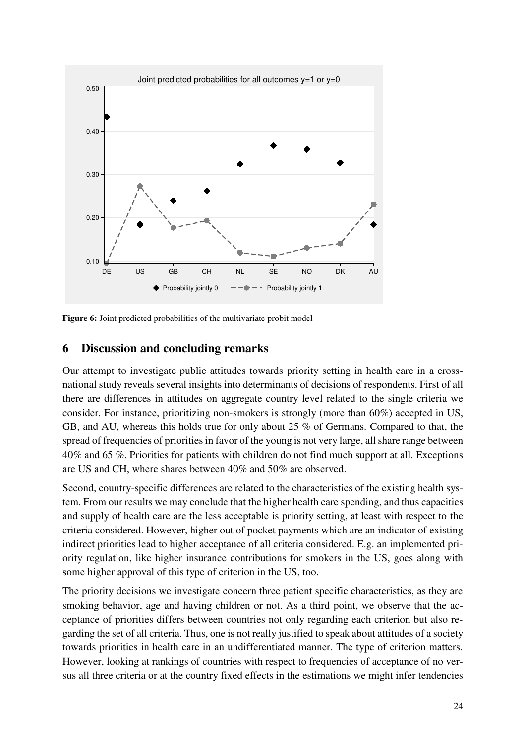**Figure 6:** Joint predicted probabilities of the multivariate probit model

## 6 Discussion and concluding remarks

Our attempt to investigate public attitudes towards priority setting in health care in a cross-national study reveals several insights into determinants of decisions of respondents. First of all there are differences in attitudes on aggregate country level related to the single criteria we consider. For instance, prioritizing non-smokers is strongly (more than 60%) accepted in US, GB, and AU, whereas this holds true for only about 25 % of Germans. Compared to that, the spread of frequencies of priorities in favor of the young is not very large, all share range between 40% and 65 %. Priorities for patients with children do not find much support at all. Exceptions are US and CH, where shares between 40% and 50% are observed.

Second, country-specific differences are related to the characteristics of the existing health system. From our results we may conclude that the higher health care spending, and thus capacities and supply of health care are the less acceptable is priority setting, at least with respect to the criteria considered. However, higher out of pocket payments which are an indicator of existing indirect priorities lead to higher acceptance of all criteria considered. E.g. an implemented priority regulation, like higher insurance contributions for smokers in the US, goes along with some higher approval of this type of criterion in the US, too.

The priority decisions we investigate concern three patient specific characteristics, as they are smoking behavior, age and having children or not. As a third point, we observe that the acceptance of priorities differs between countries not only regarding each criterion but also regarding the set of all criteria. Thus, one is not really justified to speak about attitudes of a society towards priorities in health care in an undifferentiated manner. The type of criterion matters. However, looking at rankings of countries with respect to frequencies of acceptance of no versus all three criteria or at the country fixed effects in the estimations we might infer tendencies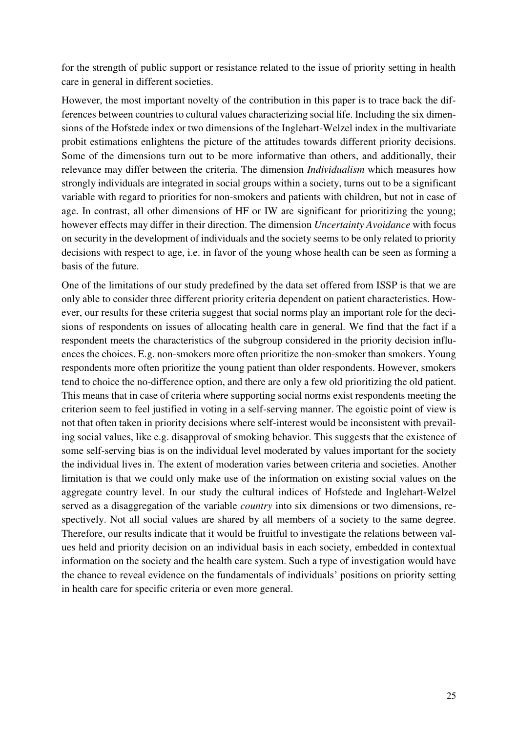for the strength of public support or resistance related to the issue of priority setting in health care in general in different societies.

However, the most important novelty of the contribution in this paper is to trace back the differences between countries to cultural values characterizing social life. Including the six dimensions of the Hofstede index or two dimensions of the Inglehart-Welzel index in the multivariate probit estimations enlightens the picture of the attitudes towards different priority decisions. Some of the dimensions turn out to be more informative than others, and additionally, their relevance may differ between the criteria. The dimension *Individualism* which measures how strongly individuals are integrated in social groups within a society, turns out to be a significant variable with regard to priorities for non-smokers and patients with children, but not in case of age. In contrast, all other dimensions of HF or IW are significant for prioritizing the young; however effects may differ in their direction. The dimension *Uncertainty Avoidance* with focus on security in the development of individuals and the society seems to be only related to priority decisions with respect to age, i.e. in favor of the young whose health can be seen as forming a basis of the future.

One of the limitations of our study predefined by the data set offered from ISSP is that we are only able to consider three different priority criteria dependent on patient characteristics. However, our results for these criteria suggest that social norms play an important role for the decisions of respondents on issues of allocating health care in general. We find that the fact if a respondent meets the characteristics of the subgroup considered in the priority decision influences the choices. E.g. non-smokers more often prioritize the non-smoker than smokers. Young respondents more often prioritize the young patient than older respondents. However, smokers tend to choice the no-difference option, and there are only a few old prioritizing the old patient. This means that in case of criteria where supporting social norms exist respondents meeting the criterion seem to feel justified in voting in a self-serving manner. The egoistic point of view is not that often taken in priority decisions where self-interest would be inconsistent with prevailing social values, like e.g. disapproval of smoking behavior. This suggests that the existence of some self-serving bias is on the individual level moderated by values important for the society the individual lives in. The extent of moderation varies between criteria and societies. Another limitation is that we could only make use of the information on existing social values on the aggregate country level. In our study the cultural indices of Hofstede and Inglehart-Welzel served as a disaggregation of the variable *country* into six dimensions or two dimensions, respectively. Not all social values are shared by all members of a society to the same degree. Therefore, our results indicate that it would be fruitful to investigate the relations between values held and priority decision on an individual basis in each society, embedded in contextual information on the society and the health care system. Such a type of investigation would have the chance to reveal evidence on the fundamentals of individuals' positions on priority setting in health care for specific criteria or even more general.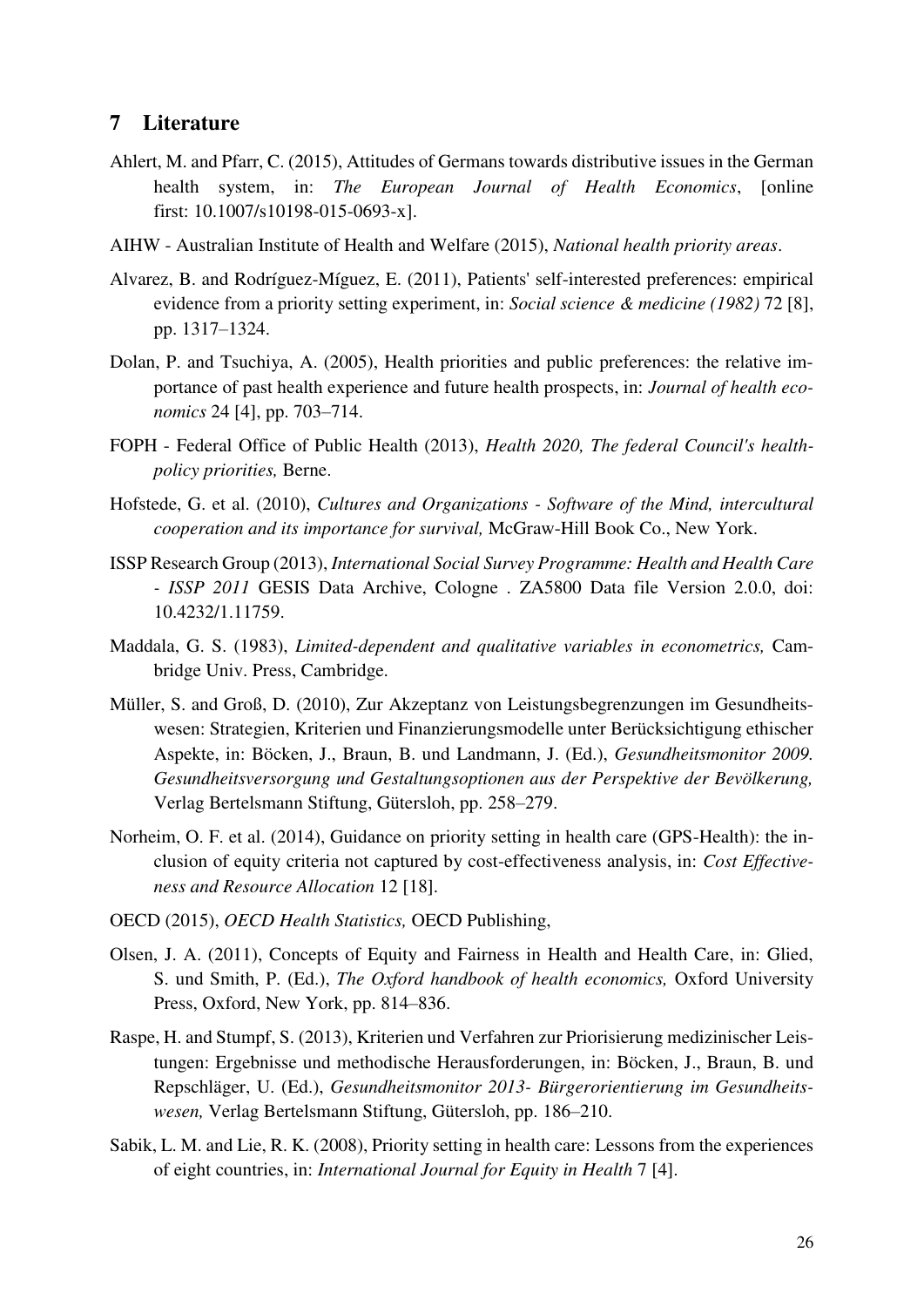## 7 Literature

Ahlert, M. and Pfarr, C. (2015), Attitudes of Germans towards distributive issues in the German health system, in: *The European Journal of Health Economics*, [online first: 10.1007/s10198-015-0693-x].

AIHW - Australian Institute of Health and Welfare (2015), *National health priority areas*.

Alvarez, B. and Rodríguez-Míguez, E. (2011), Patients' self-interested preferences: empirical evidence from a priority setting experiment, in: *Social science & medicine (1982)* 72 [8], pp. 1317–1324.

Dolan, P. and Tsuchiya, A. (2005), Health priorities and public preferences: the relative importance of past health experience and future health prospects, in: *Journal of health economics* 24 [4], pp. 703–714.

FOPH - Federal Office of Public Health (2013), *Health 2020, The federal Council's health-policy priorities,* Berne.

Hofstede, G. et al. (2010), *Cultures and Organizations - Software of the Mind, intercultural cooperation and its importance for survival,* McGraw-Hill Book Co., New York.

ISSP Research Group (2013), *International Social Survey Programme: Health and Health Care - ISSP 2011* GESIS Data Archive, Cologne . ZA5800 Data file Version 2.0.0, doi: 10.4232/1.11759.

Maddala, G. S. (1983), *Limited-dependent and qualitative variables in econometrics,* Cambridge Univ. Press, Cambridge.

Müller, S. and Groß, D. (2010), Zur Akzeptanz von Leistungsbegrenzungen im Gesundheitswesen: Strategien, Kriterien und Finanzierungsmodelle unter Berücksichtigung ethischer Aspekte, in: Böcken, J., Braun, B. und Landmann, J. (Ed.), *Gesundheitsmonitor 2009. Gesundheitsversorgung und Gestaltungsoptionen aus der Perspektive der Bevölkerung,* Verlag Bertelsmann Stiftung, Gütersloh, pp. 258–279.

Norheim, O. F. et al. (2014), Guidance on priority setting in health care (GPS-Health): the inclusion of equity criteria not captured by cost-effectiveness analysis, in: *Cost Effectiveness and Resource Allocation* 12 [18].

OECD (2015), *OECD Health Statistics,* OECD Publishing,

Olsen, J. A. (2011), Concepts of Equity and Fairness in Health and Health Care, in: Glied, S. und Smith, P. (Ed.), *The Oxford handbook of health economics,* Oxford University Press, Oxford, New York, pp. 814–836.

Raspe, H. and Stumpf, S. (2013), Kriterien und Verfahren zur Priorisierung medizinischer Leistungen: Ergebnisse und methodische Herausforderungen, in: Böcken, J., Braun, B. und Repschläger, U. (Ed.), *Gesundheitsmonitor 2013- Bürgerorientierung im Gesundheitswesen,* Verlag Bertelsmann Stiftung, Gütersloh, pp. 186–210.

Sabik, L. M. and Lie, R. K. (2008), Priority setting in health care: Lessons from the experiences of eight countries, in: *International Journal for Equity in Health* 7 [4].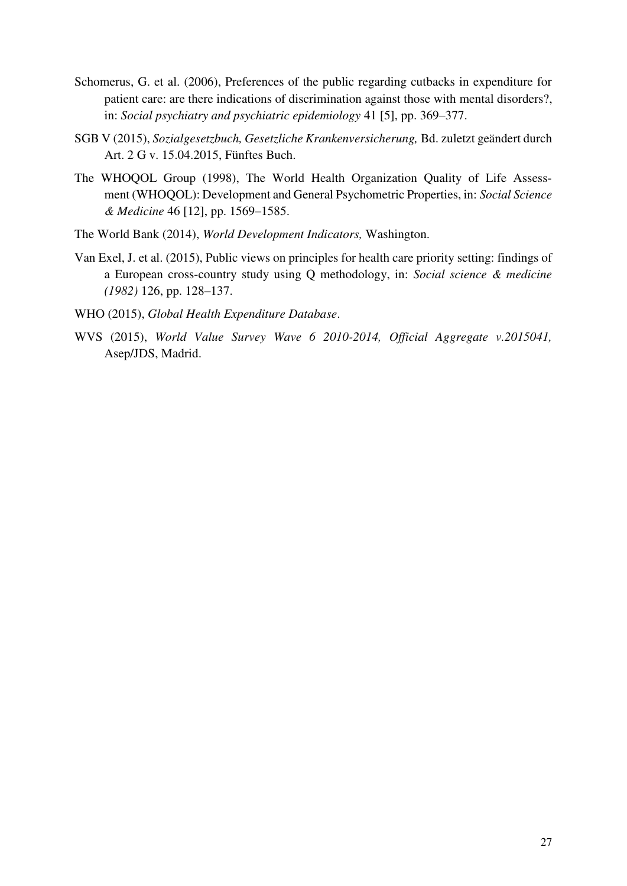Schomerus, G. et al. (2006), Preferences of the public regarding cutbacks in expenditure for patient care: are there indications of discrimination against those with mental disorders?, in: *Social psychiatry and psychiatric epidemiology* 41 [5], pp. 369–377.

SGB V (2015), *Sozialgesetzbuch, Gesetzliche Krankenversicherung,* Bd. zuletzt geändert durch Art. 2 G v. 15.04.2015, Fünftes Buch.

The WHOQOL Group (1998), The World Health Organization Quality of Life Assessment (WHOQOL): Development and General Psychometric Properties, in: *Social Science & Medicine* 46 [12], pp. 1569–1585.

The World Bank (2014), *World Development Indicators,* Washington.

Van Exel, J. et al. (2015), Public views on principles for health care priority setting: findings of a European cross-country study using Q methodology, in: *Social science & medicine (1982)* 126, pp. 128–137.

WHO (2015), *Global Health Expenditure Database*.

WVS (2015), *World Value Survey Wave 6 2010-2014, Official Aggregate v.2015041,* Asep/JDS, Madrid.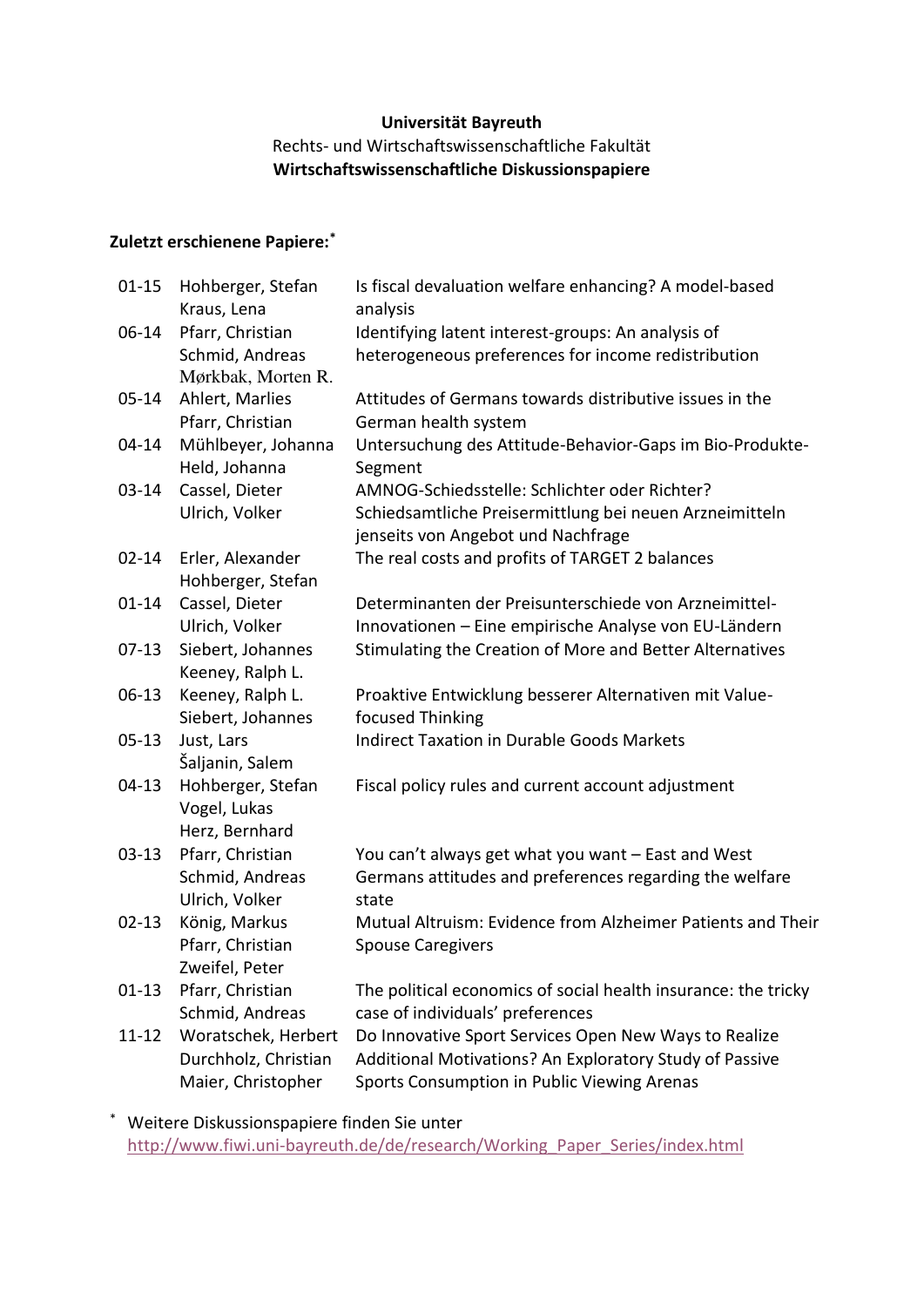**Universität Bayreuth**

Rechts- und Wirtschaftswissenschaftliche Fakultät

**Wirtschaftswissenschaftliche Diskussionspapiere**

**Zuletzt erschienene Papiere:***

| | | |
|---|---|---|
| 01-15 | Hohberger, Stefan<br>Kraus, Lena | Is fiscal devaluation welfare enhancing? A model-based analysis |
| 06-14 | Pfarr, Christian<br>Schmid, Andreas<br>Mørkbak, Morten R. | Identifying latent interest-groups: An analysis of heterogeneous preferences for income redistribution |
| 05-14 | Ahlert, Marlies<br>Pfarr, Christian | Attitudes of Germans towards distributive issues in the German health system |
| 04-14 | Mühlbeyer, Johanna<br>Held, Johanna | Untersuchung des Attitude-Behavior-Gaps im Bio-Produkte-Segment |
| 03-14 | Cassel, Dieter<br>Ulrich, Volker | AMNOG-Schiedsstelle: Schlichter oder Richter? Schiedsamtliche Preisermittlung bei neuen Arzneimitteln jenseits von Angebot und Nachfrage |
| 02-14 | Erler, Alexander<br>Hohberger, Stefan | The real costs and profits of TARGET 2 balances |
| 01-14 | Cassel, Dieter<br>Ulrich, Volker | Determinanten der Preisunterschiede von Arzneimittel-Innovationen – Eine empirische Analyse von EU-Ländern |
| 07-13 | Siebert, Johannes<br>Keeney, Ralph L. | Stimulating the Creation of More and Better Alternatives |
| 06-13 | Keeney, Ralph L.<br>Siebert, Johannes | Proaktive Entwicklung besserer Alternativen mit Value-focused Thinking |
| 05-13 | Just, Lars<br>Šaljanin, Salem | Indirect Taxation in Durable Goods Markets |
| 04-13 | Hohberger, Stefan<br>Vogel, Lukas<br>Herz, Bernhard | Fiscal policy rules and current account adjustment |
| 03-13 | Pfarr, Christian<br>Schmid, Andreas<br>Ulrich, Volker | You can't always get what you want – East and West Germans attitudes and preferences regarding the welfare state |
| 02-13 | König, Markus<br>Pfarr, Christian<br>Zweifel, Peter | Mutual Altruism: Evidence from Alzheimer Patients and Their Spouse Caregivers |
| 01-13 | Pfarr, Christian<br>Schmid, Andreas | The political economics of social health insurance: the tricky case of individuals' preferences |
| 11-12 | Woratschek, Herbert<br>Durchholz, Christian<br>Maier, Christopher | Do Innovative Sport Services Open New Ways to Realize Additional Motivations? An Exploratory Study of Passive Sports Consumption in Public Viewing Arenas |

* Weitere Diskussionspapiere finden Sie unter http://www.fiwi.uni-bayreuth.de/de/research/Working_Paper_Series/index.html